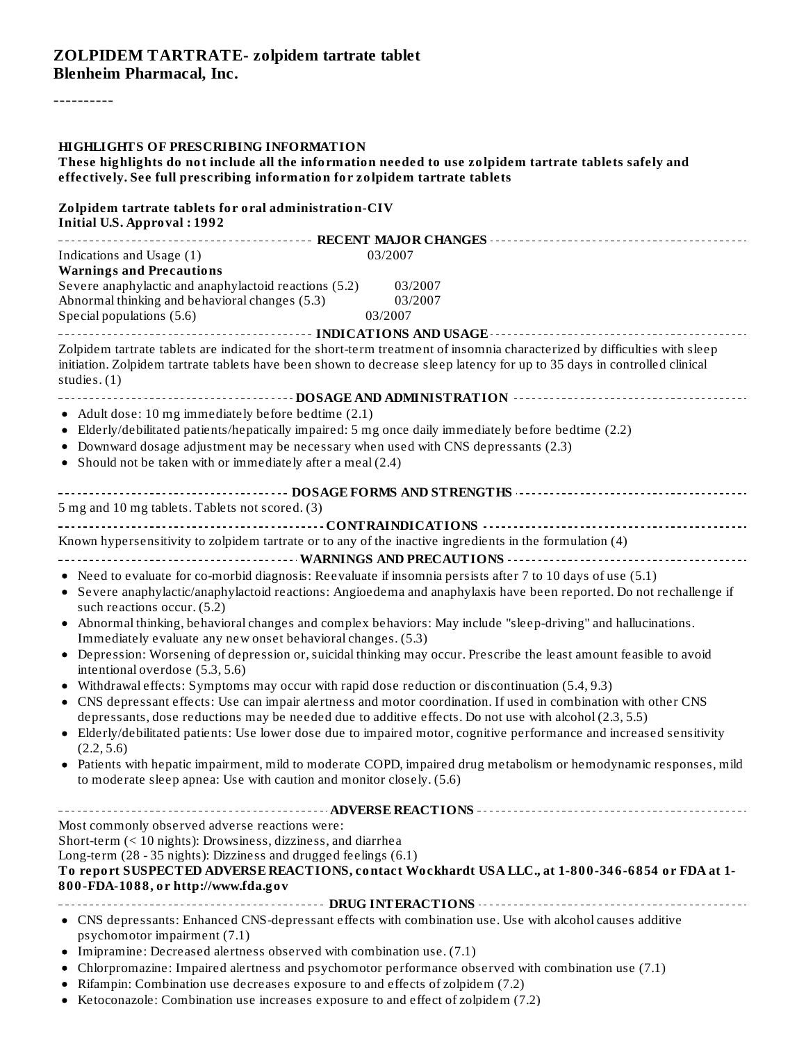# ZOLPIDEM TARTRATE- zolpidem tartrate tablet
**Blenheim Pharmacal, Inc.**

----------

## HIGHLIGHTS OF PRESCRIBING INFORMATION

**These highlights do not include all the information needed to use zolpidem tartrate tablets safely and effectively. See full prescribing information for zolpidem tartrate tablets**

**Zolpidem tartrate tablets for oral administration-CIV**
**Initial U.S. Approval : 1992**

### RECENT MAJOR CHANGES

| | |
|---|---|
| Indications and Usage (1) | 03/2007 |
| **Warnings and Precautions** | |
| Severe anaphylactic and anaphylactoid reactions (5.2) | 03/2007 |
| Abnormal thinking and behavioral changes (5.3) | 03/2007 |
| Special populations (5.6) | 03/2007 |

### INDICATIONS AND USAGE

Zolpidem tartrate tablets are indicated for the short-term treatment of insomnia characterized by difficulties with sleep initiation. Zolpidem tartrate tablets have been shown to decrease sleep latency for up to 35 days in controlled clinical studies. (1)

### DOSAGE AND ADMINISTRATION

- Adult dose: 10 mg immediately before bedtime (2.1)
- Elderly/debilitated patients/hepatically impaired: 5 mg once daily immediately before bedtime (2.2)
- Downward dosage adjustment may be necessary when used with CNS depressants (2.3)
- Should not be taken with or immediately after a meal (2.4)

### DOSAGE FORMS AND STRENGTHS

5 mg and 10 mg tablets. Tablets not scored. (3)

### CONTRAINDICATIONS

Known hypersensitivity to zolpidem tartrate or to any of the inactive ingredients in the formulation (4)

### WARNINGS AND PRECAUTIONS

- Need to evaluate for co-morbid diagnosis: Reevaluate if insomnia persists after 7 to 10 days of use (5.1)
- Severe anaphylactic/anaphylactoid reactions: Angioedema and anaphylaxis have been reported. Do not rechallenge if such reactions occur. (5.2)
- Abnormal thinking, behavioral changes and complex behaviors: May include "sleep-driving" and hallucinations. Immediately evaluate any new onset behavioral changes. (5.3)
- Depression: Worsening of depression or, suicidal thinking may occur. Prescribe the least amount feasible to avoid intentional overdose (5.3, 5.6)
- Withdrawal effects: Symptoms may occur with rapid dose reduction or discontinuation (5.4, 9.3)
- CNS depressant effects: Use can impair alertness and motor coordination. If used in combination with other CNS depressants, dose reductions may be needed due to additive effects. Do not use with alcohol (2.3, 5.5)
- Elderly/debilitated patients: Use lower dose due to impaired motor, cognitive performance and increased sensitivity (2.2, 5.6)
- Patients with hepatic impairment, mild to moderate COPD, impaired drug metabolism or hemodynamic responses, mild to moderate sleep apnea: Use with caution and monitor closely. (5.6)

### ADVERSE REACTIONS

Most commonly observed adverse reactions were:
Short-term (< 10 nights): Drowsiness, dizziness, and diarrhea
Long-term (28 - 35 nights): Dizziness and drugged feelings (6.1)

**To report SUSPECTED ADVERSE REACTIONS, contact Wockhardt USA LLC., at 1-800-346-6854 or FDA at 1-800-FDA-1088, or http://www.fda.gov**

### DRUG INTERACTIONS

- CNS depressants: Enhanced CNS-depressant effects with combination use. Use with alcohol causes additive psychomotor impairment (7.1)
- Imipramine: Decreased alertness observed with combination use. (7.1)
- Chlorpromazine: Impaired alertness and psychomotor performance observed with combination use (7.1)
- Rifampin: Combination use decreases exposure to and effects of zolpidem (7.2)
- Ketoconazole: Combination use increases exposure to and effect of zolpidem (7.2)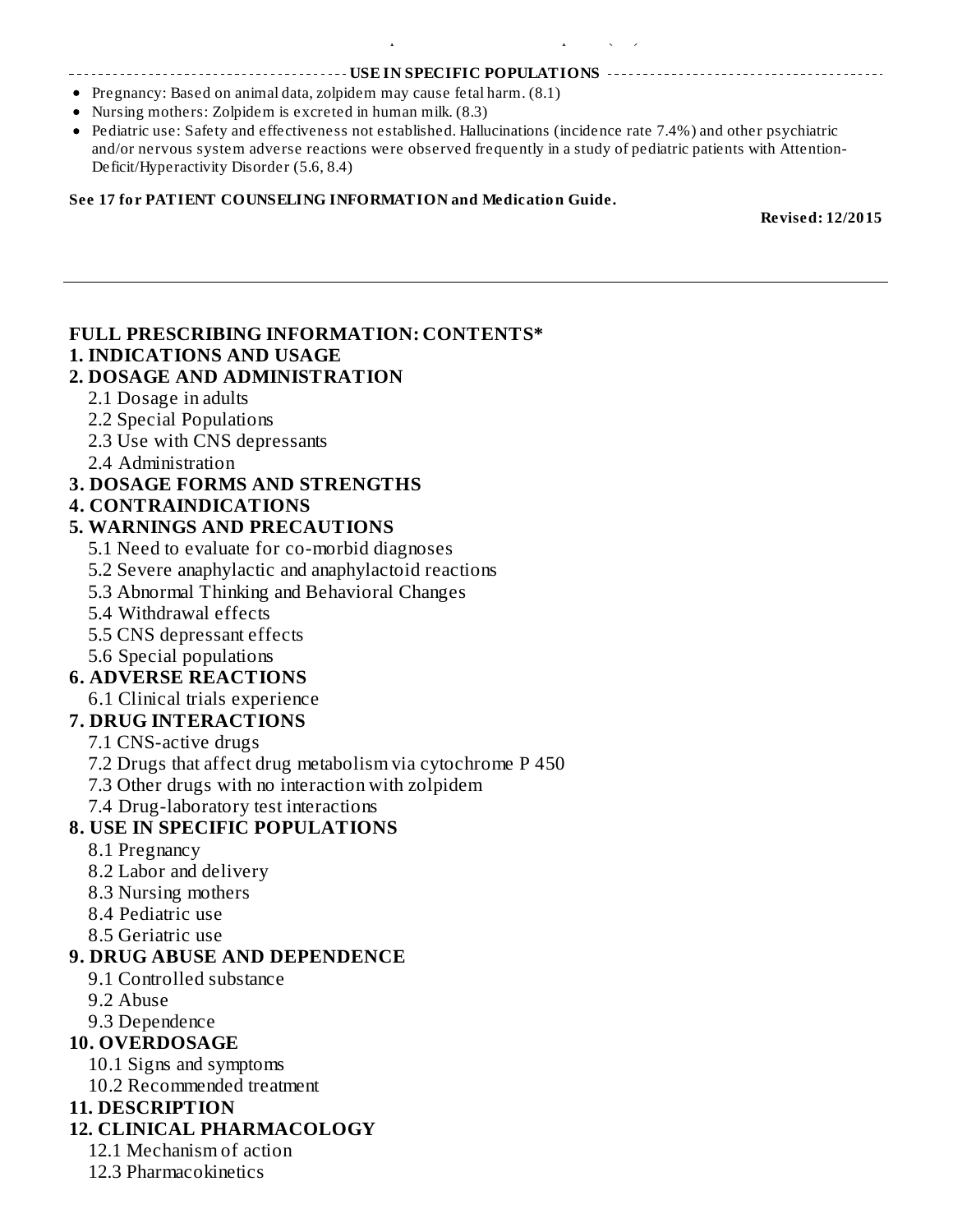## USE IN SPECIFIC POPULATIONS

- Pregnancy: Based on animal data, zolpidem may cause fetal harm. (8.1)
- Nursing mothers: Zolpidem is excreted in human milk. (8.3)
- Pediatric use: Safety and effectiveness not established. Hallucinations (incidence rate 7.4%) and other psychiatric and/or nervous system adverse reactions were observed frequently in a study of pediatric patients with Attention-Deficit/Hyperactivity Disorder (5.6, 8.4)

**See 17 for PATIENT COUNSELING INFORMATION and Medication Guide.**

**Revised: 12/2015**

---

## FULL PRESCRIBING INFORMATION: CONTENTS*

**1. INDICATIONS AND USAGE**

**2. DOSAGE AND ADMINISTRATION**

- 2.1 Dosage in adults
- 2.2 Special Populations
- 2.3 Use with CNS depressants
- 2.4 Administration

**3. DOSAGE FORMS AND STRENGTHS**

**4. CONTRAINDICATIONS**

**5. WARNINGS AND PRECAUTIONS**

- 5.1 Need to evaluate for co-morbid diagnoses
- 5.2 Severe anaphylactic and anaphylactoid reactions
- 5.3 Abnormal Thinking and Behavioral Changes
- 5.4 Withdrawal effects
- 5.5 CNS depressant effects
- 5.6 Special populations

**6. ADVERSE REACTIONS**

- 6.1 Clinical trials experience

**7. DRUG INTERACTIONS**

- 7.1 CNS-active drugs
- 7.2 Drugs that affect drug metabolism via cytochrome P 450
- 7.3 Other drugs with no interaction with zolpidem
- 7.4 Drug-laboratory test interactions

**8. USE IN SPECIFIC POPULATIONS**

- 8.1 Pregnancy
- 8.2 Labor and delivery
- 8.3 Nursing mothers
- 8.4 Pediatric use
- 8.5 Geriatric use

**9. DRUG ABUSE AND DEPENDENCE**

- 9.1 Controlled substance
- 9.2 Abuse
- 9.3 Dependence

**10. OVERDOSAGE**

- 10.1 Signs and symptoms
- 10.2 Recommended treatment

**11. DESCRIPTION**

**12. CLINICAL PHARMACOLOGY**

- 12.1 Mechanism of action
- 12.3 Pharmacokinetics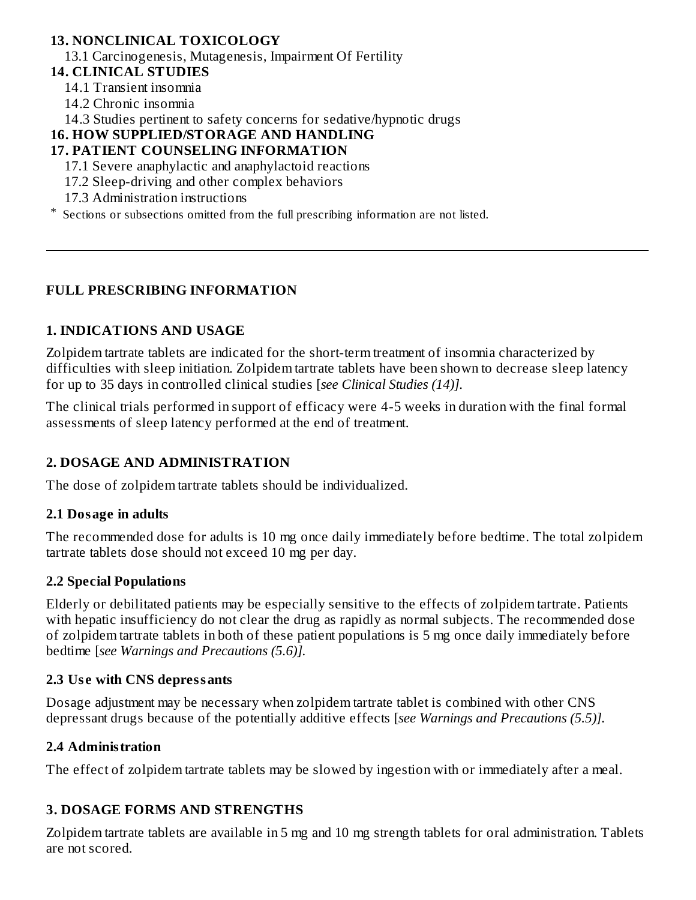**13. NONCLINICAL TOXICOLOGY**

13.1 Carcinogenesis, Mutagenesis, Impairment Of Fertility

**14. CLINICAL STUDIES**

14.1 Transient insomnia

14.2 Chronic insomnia

14.3 Studies pertinent to safety concerns for sedative/hypnotic drugs

**16. HOW SUPPLIED/STORAGE AND HANDLING**

**17. PATIENT COUNSELING INFORMATION**

17.1 Severe anaphylactic and anaphylactoid reactions

17.2 Sleep-driving and other complex behaviors

17.3 Administration instructions

* Sections or subsections omitted from the full prescribing information are not listed.

---

## FULL PRESCRIBING INFORMATION

### 1. INDICATIONS AND USAGE

Zolpidem tartrate tablets are indicated for the short-term treatment of insomnia characterized by difficulties with sleep initiation. Zolpidem tartrate tablets have been shown to decrease sleep latency for up to 35 days in controlled clinical studies [*see Clinical Studies (14)]*.

The clinical trials performed in support of efficacy were 4-5 weeks in duration with the final formal assessments of sleep latency performed at the end of treatment.

### 2. DOSAGE AND ADMINISTRATION

The dose of zolpidem tartrate tablets should be individualized.

#### 2.1 Dosage in adults

The recommended dose for adults is 10 mg once daily immediately before bedtime. The total zolpidem tartrate tablets dose should not exceed 10 mg per day.

#### 2.2 Special Populations

Elderly or debilitated patients may be especially sensitive to the effects of zolpidem tartrate. Patients with hepatic insufficiency do not clear the drug as rapidly as normal subjects. The recommended dose of zolpidem tartrate tablets in both of these patient populations is 5 mg once daily immediately before bedtime [*see Warnings and Precautions (5.6)]*.

#### 2.3 Use with CNS depressants

Dosage adjustment may be necessary when zolpidem tartrate tablet is combined with other CNS depressant drugs because of the potentially additive effects [*see Warnings and Precautions (5.5)]*.

#### 2.4 Administration

The effect of zolpidem tartrate tablets may be slowed by ingestion with or immediately after a meal.

### 3. DOSAGE FORMS AND STRENGTHS

Zolpidem tartrate tablets are available in 5 mg and 10 mg strength tablets for oral administration. Tablets are not scored.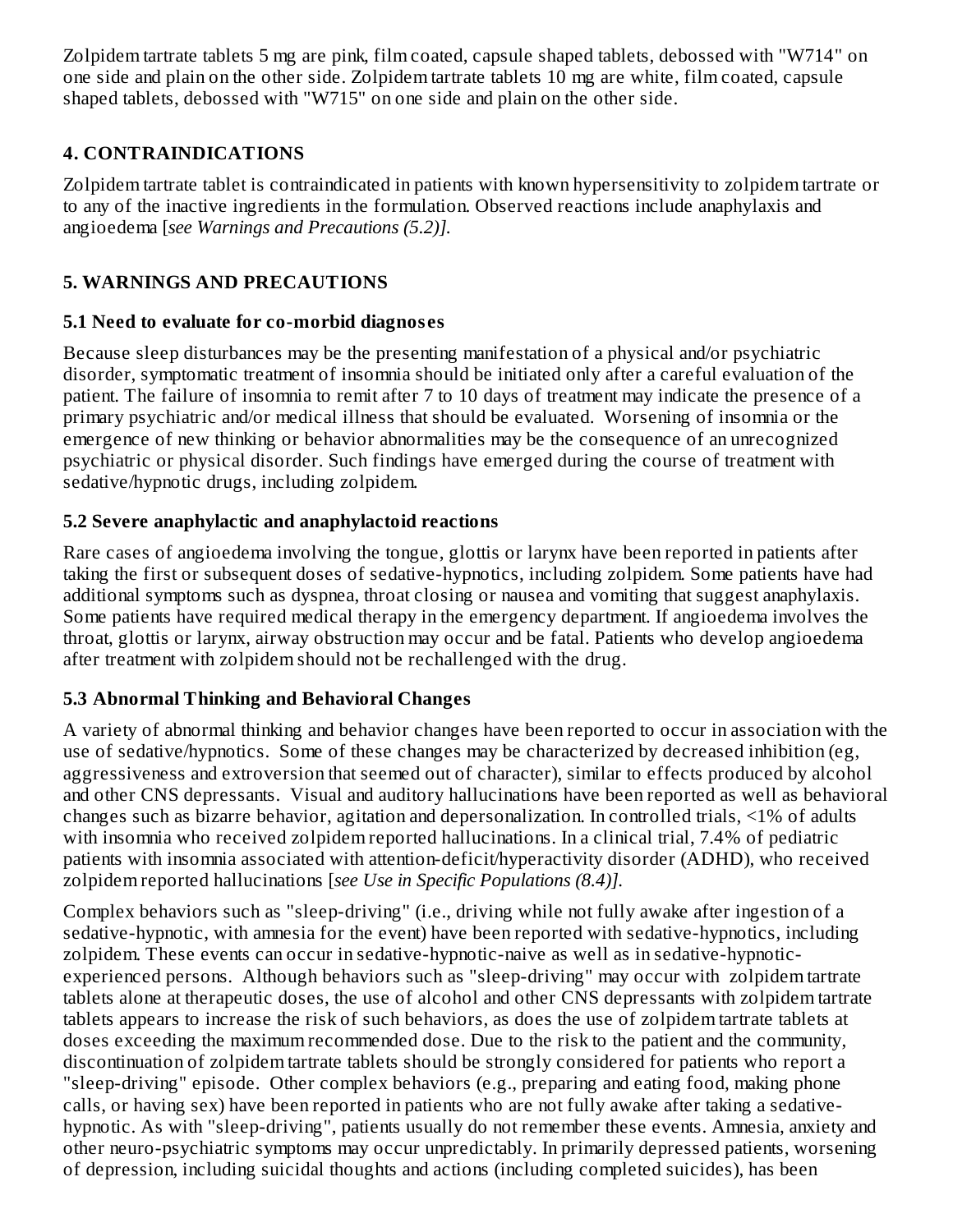Zolpidem tartrate tablets 5 mg are pink, film coated, capsule shaped tablets, debossed with "W714" on one side and plain on the other side. Zolpidem tartrate tablets 10 mg are white, film coated, capsule shaped tablets, debossed with "W715" on one side and plain on the other side.

## 4. CONTRAINDICATIONS

Zolpidem tartrate tablet is contraindicated in patients with known hypersensitivity to zolpidem tartrate or to any of the inactive ingredients in the formulation. Observed reactions include anaphylaxis and angioedema [*see Warnings and Precautions (5.2)]*.

## 5. WARNINGS AND PRECAUTIONS

### 5.1 Need to evaluate for co-morbid diagnoses

Because sleep disturbances may be the presenting manifestation of a physical and/or psychiatric disorder, symptomatic treatment of insomnia should be initiated only after a careful evaluation of the patient. The failure of insomnia to remit after 7 to 10 days of treatment may indicate the presence of a primary psychiatric and/or medical illness that should be evaluated. Worsening of insomnia or the emergence of new thinking or behavior abnormalities may be the consequence of an unrecognized psychiatric or physical disorder. Such findings have emerged during the course of treatment with sedative/hypnotic drugs, including zolpidem.

### 5.2 Severe anaphylactic and anaphylactoid reactions

Rare cases of angioedema involving the tongue, glottis or larynx have been reported in patients after taking the first or subsequent doses of sedative-hypnotics, including zolpidem. Some patients have had additional symptoms such as dyspnea, throat closing or nausea and vomiting that suggest anaphylaxis. Some patients have required medical therapy in the emergency department. If angioedema involves the throat, glottis or larynx, airway obstruction may occur and be fatal. Patients who develop angioedema after treatment with zolpidem should not be rechallenged with the drug.

### 5.3 Abnormal Thinking and Behavioral Changes

A variety of abnormal thinking and behavior changes have been reported to occur in association with the use of sedative/hypnotics. Some of these changes may be characterized by decreased inhibition (eg, aggressiveness and extroversion that seemed out of character), similar to effects produced by alcohol and other CNS depressants. Visual and auditory hallucinations have been reported as well as behavioral changes such as bizarre behavior, agitation and depersonalization. In controlled trials, <1% of adults with insomnia who received zolpidem reported hallucinations. In a clinical trial, 7.4% of pediatric patients with insomnia associated with attention-deficit/hyperactivity disorder (ADHD), who received zolpidem reported hallucinations [*see Use in Specific Populations (8.4)]*.

Complex behaviors such as "sleep-driving" (i.e., driving while not fully awake after ingestion of a sedative-hypnotic, with amnesia for the event) have been reported with sedative-hypnotics, including zolpidem. These events can occur in sedative-hypnotic-naive as well as in sedative-hypnotic-experienced persons. Although behaviors such as "sleep-driving" may occur with zolpidem tartrate tablets alone at therapeutic doses, the use of alcohol and other CNS depressants with zolpidem tartrate tablets appears to increase the risk of such behaviors, as does the use of zolpidem tartrate tablets at doses exceeding the maximum recommended dose. Due to the risk to the patient and the community, discontinuation of zolpidem tartrate tablets should be strongly considered for patients who report a "sleep-driving" episode. Other complex behaviors (e.g., preparing and eating food, making phone calls, or having sex) have been reported in patients who are not fully awake after taking a sedative-hypnotic. As with "sleep-driving", patients usually do not remember these events. Amnesia, anxiety and other neuro-psychiatric symptoms may occur unpredictably. In primarily depressed patients, worsening of depression, including suicidal thoughts and actions (including completed suicides), has been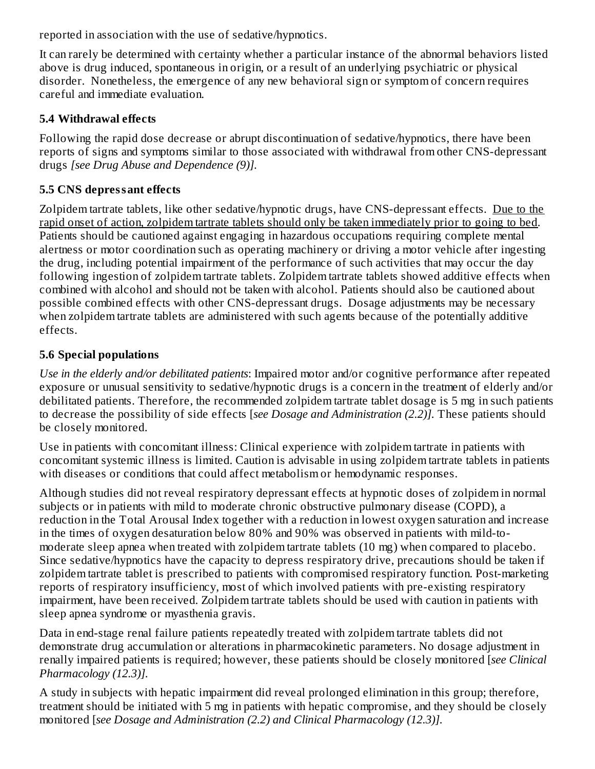reported in association with the use of sedative/hypnotics.

It can rarely be determined with certainty whether a particular instance of the abnormal behaviors listed above is drug induced, spontaneous in origin, or a result of an underlying psychiatric or physical disorder. Nonetheless, the emergence of any new behavioral sign or symptom of concern requires careful and immediate evaluation.

### 5.4 Withdrawal effects

Following the rapid dose decrease or abrupt discontinuation of sedative/hypnotics, there have been reports of signs and symptoms similar to those associated with withdrawal from other CNS-depressant drugs *[see Drug Abuse and Dependence (9)].*

### 5.5 CNS depressant effects

Zolpidem tartrate tablets, like other sedative/hypnotic drugs, have CNS-depressant effects. <u>Due to the rapid onset of action, zolpidem tartrate tablets should only be taken immediately prior to going to bed</u>. Patients should be cautioned against engaging in hazardous occupations requiring complete mental alertness or motor coordination such as operating machinery or driving a motor vehicle after ingesting the drug, including potential impairment of the performance of such activities that may occur the day following ingestion of zolpidem tartrate tablets. Zolpidem tartrate tablets showed additive effects when combined with alcohol and should not be taken with alcohol. Patients should also be cautioned about possible combined effects with other CNS-depressant drugs. Dosage adjustments may be necessary when zolpidem tartrate tablets are administered with such agents because of the potentially additive effects.

### 5.6 Special populations

*Use in the elderly and/or debilitated patients*: Impaired motor and/or cognitive performance after repeated exposure or unusual sensitivity to sedative/hypnotic drugs is a concern in the treatment of elderly and/or debilitated patients. Therefore, the recommended zolpidem tartrate tablet dosage is 5 mg in such patients to decrease the possibility of side effects [*see Dosage and Administration (2.2)]*. These patients should be closely monitored.

Use in patients with concomitant illness: Clinical experience with zolpidem tartrate in patients with concomitant systemic illness is limited. Caution is advisable in using zolpidem tartrate tablets in patients with diseases or conditions that could affect metabolism or hemodynamic responses.

Although studies did not reveal respiratory depressant effects at hypnotic doses of zolpidem in normal subjects or in patients with mild to moderate chronic obstructive pulmonary disease (COPD), a reduction in the Total Arousal Index together with a reduction in lowest oxygen saturation and increase in the times of oxygen desaturation below 80% and 90% was observed in patients with mild-to-moderate sleep apnea when treated with zolpidem tartrate tablets (10 mg) when compared to placebo. Since sedative/hypnotics have the capacity to depress respiratory drive, precautions should be taken if zolpidem tartrate tablet is prescribed to patients with compromised respiratory function. Post-marketing reports of respiratory insufficiency, most of which involved patients with pre-existing respiratory impairment, have been received. Zolpidem tartrate tablets should be used with caution in patients with sleep apnea syndrome or myasthenia gravis.

Data in end-stage renal failure patients repeatedly treated with zolpidem tartrate tablets did not demonstrate drug accumulation or alterations in pharmacokinetic parameters. No dosage adjustment in renally impaired patients is required; however, these patients should be closely monitored [*see Clinical Pharmacology (12.3)].*

A study in subjects with hepatic impairment did reveal prolonged elimination in this group; therefore, treatment should be initiated with 5 mg in patients with hepatic compromise, and they should be closely monitored [*see Dosage and Administration (2.2) and Clinical Pharmacology (12.3)].*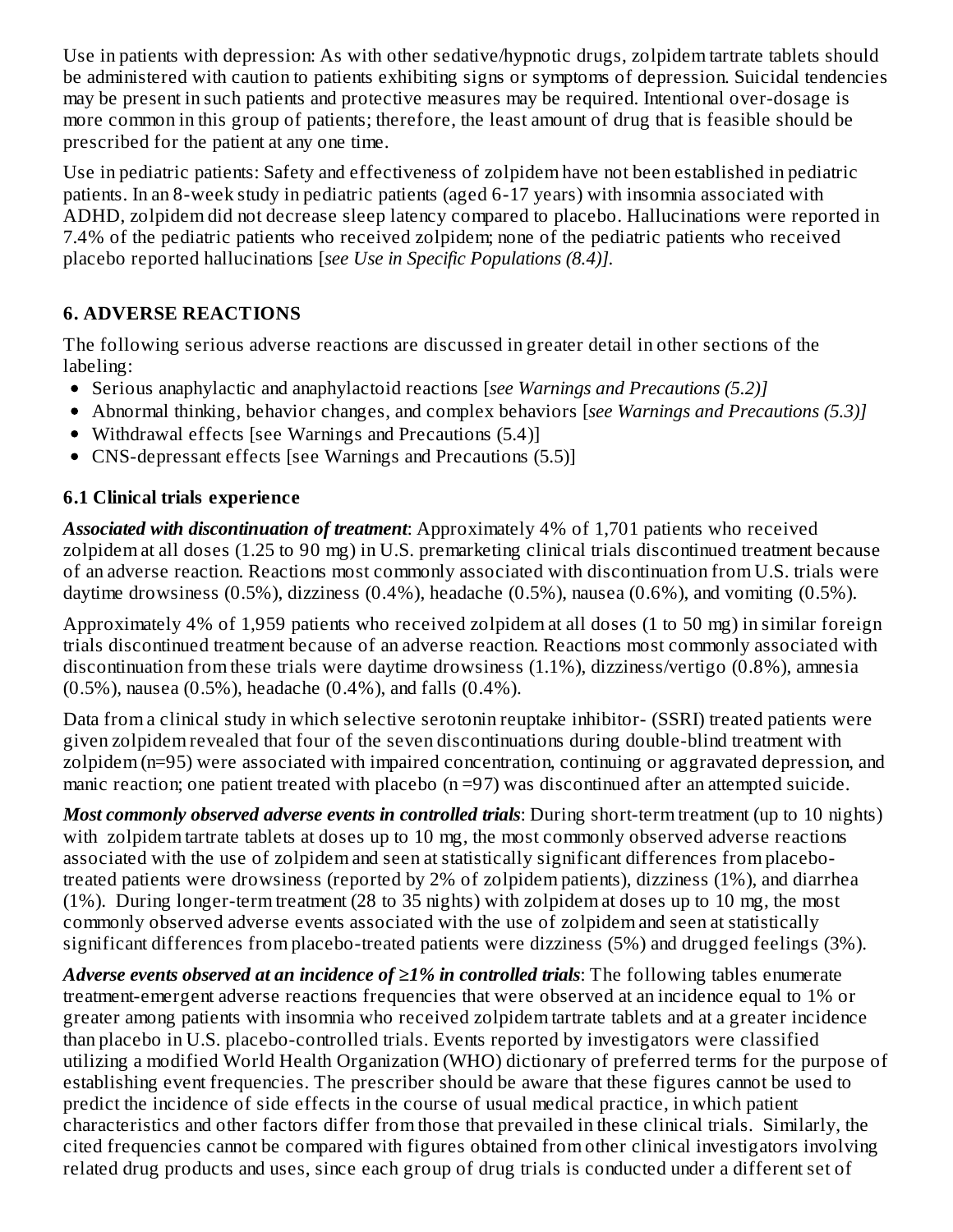Use in patients with depression: As with other sedative/hypnotic drugs, zolpidem tartrate tablets should be administered with caution to patients exhibiting signs or symptoms of depression. Suicidal tendencies may be present in such patients and protective measures may be required. Intentional over-dosage is more common in this group of patients; therefore, the least amount of drug that is feasible should be prescribed for the patient at any one time.

Use in pediatric patients: Safety and effectiveness of zolpidem have not been established in pediatric patients. In an 8-week study in pediatric patients (aged 6-17 years) with insomnia associated with ADHD, zolpidem did not decrease sleep latency compared to placebo. Hallucinations were reported in 7.4% of the pediatric patients who received zolpidem; none of the pediatric patients who received placebo reported hallucinations [*see Use in Specific Populations (8.4)]*.

## 6. ADVERSE REACTIONS

The following serious adverse reactions are discussed in greater detail in other sections of the labeling:

- Serious anaphylactic and anaphylactoid reactions [*see Warnings and Precautions (5.2)]*
- Abnormal thinking, behavior changes, and complex behaviors [*see Warnings and Precautions (5.3)]*
- Withdrawal effects [see Warnings and Precautions (5.4)]
- CNS-depressant effects [see Warnings and Precautions (5.5)]

### 6.1 Clinical trials experience

***Associated with discontinuation of treatment***: Approximately 4% of 1,701 patients who received zolpidem at all doses (1.25 to 90 mg) in U.S. premarketing clinical trials discontinued treatment because of an adverse reaction. Reactions most commonly associated with discontinuation from U.S. trials were daytime drowsiness (0.5%), dizziness (0.4%), headache (0.5%), nausea (0.6%), and vomiting (0.5%).

Approximately 4% of 1,959 patients who received zolpidem at all doses (1 to 50 mg) in similar foreign trials discontinued treatment because of an adverse reaction. Reactions most commonly associated with discontinuation from these trials were daytime drowsiness (1.1%), dizziness/vertigo (0.8%), amnesia (0.5%), nausea (0.5%), headache (0.4%), and falls (0.4%).

Data from a clinical study in which selective serotonin reuptake inhibitor- (SSRI) treated patients were given zolpidem revealed that four of the seven discontinuations during double-blind treatment with zolpidem (n=95) were associated with impaired concentration, continuing or aggravated depression, and manic reaction; one patient treated with placebo (n =97) was discontinued after an attempted suicide.

***Most commonly observed adverse events in controlled trials***: During short-term treatment (up to 10 nights) with zolpidem tartrate tablets at doses up to 10 mg, the most commonly observed adverse reactions associated with the use of zolpidem and seen at statistically significant differences from placebo-treated patients were drowsiness (reported by 2% of zolpidem patients), dizziness (1%), and diarrhea (1%). During longer-term treatment (28 to 35 nights) with zolpidem at doses up to 10 mg, the most commonly observed adverse events associated with the use of zolpidem and seen at statistically significant differences from placebo-treated patients were dizziness (5%) and drugged feelings (3%).

***Adverse events observed at an incidence of ≥1% in controlled trials***: The following tables enumerate treatment-emergent adverse reactions frequencies that were observed at an incidence equal to 1% or greater among patients with insomnia who received zolpidem tartrate tablets and at a greater incidence than placebo in U.S. placebo-controlled trials. Events reported by investigators were classified utilizing a modified World Health Organization (WHO) dictionary of preferred terms for the purpose of establishing event frequencies. The prescriber should be aware that these figures cannot be used to predict the incidence of side effects in the course of usual medical practice, in which patient characteristics and other factors differ from those that prevailed in these clinical trials. Similarly, the cited frequencies cannot be compared with figures obtained from other clinical investigators involving related drug products and uses, since each group of drug trials is conducted under a different set of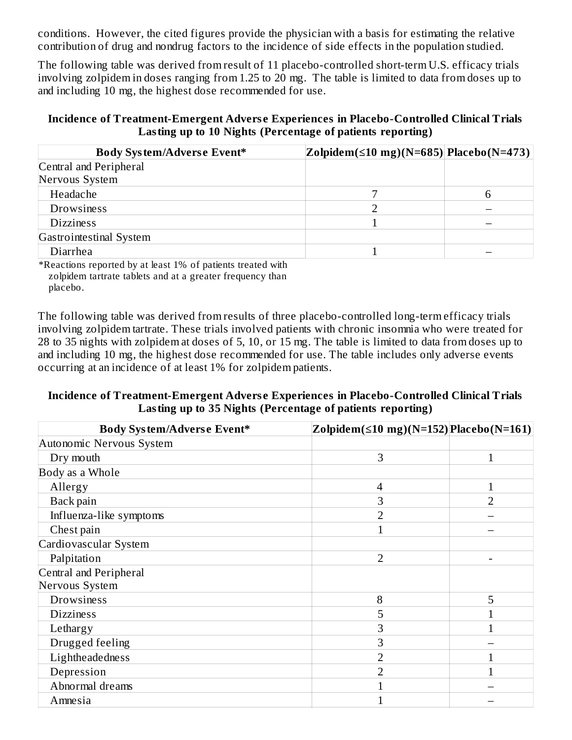conditions. However, the cited figures provide the physician with a basis for estimating the relative contribution of drug and nondrug factors to the incidence of side effects in the population studied.

The following table was derived from result of 11 placebo-controlled short-term U.S. efficacy trials involving zolpidem in doses ranging from 1.25 to 20 mg. The table is limited to data from doses up to and including 10 mg, the highest dose recommended for use.

**Incidence of Treatment-Emergent Adverse Experiences in Placebo-Controlled Clinical Trials Lasting up to 10 Nights (Percentage of patients reporting)**

| Body System/Adverse Event* | Zolpidem(≤10 mg)(N=685) | Placebo(N=473) |
|---|---|---|
| Central and Peripheral Nervous System | | |
| Headache | 7 | 6 |
| Drowsiness | 2 | – |
| Dizziness | 1 | – |
| Gastrointestinal System | | |
| Diarrhea | 1 | – |

*Reactions reported by at least 1% of patients treated with zolpidem tartrate tablets and at a greater frequency than placebo.

The following table was derived from results of three placebo-controlled long-term efficacy trials involving zolpidem tartrate. These trials involved patients with chronic insomnia who were treated for 28 to 35 nights with zolpidem at doses of 5, 10, or 15 mg. The table is limited to data from doses up to and including 10 mg, the highest dose recommended for use. The table includes only adverse events occurring at an incidence of at least 1% for zolpidem patients.

**Incidence of Treatment-Emergent Adverse Experiences in Placebo-Controlled Clinical Trials Lasting up to 35 Nights (Percentage of patients reporting)**

| Body System/Adverse Event* | Zolpidem(≤10 mg)(N=152) | Placebo(N=161) |
|---|---|---|
| Autonomic Nervous System | | |
| Dry mouth | 3 | 1 |
| Body as a Whole | | |
| Allergy | 4 | 1 |
| Back pain | 3 | 2 |
| Influenza-like symptoms | 2 | – |
| Chest pain | 1 | – |
| Cardiovascular System | | |
| Palpitation | 2 | - |
| Central and Peripheral Nervous System | | |
| Drowsiness | 8 | 5 |
| Dizziness | 5 | 1 |
| Lethargy | 3 | 1 |
| Drugged feeling | 3 | – |
| Lightheadedness | 2 | 1 |
| Depression | 2 | 1 |
| Abnormal dreams | 1 | – |
| Amnesia | 1 | – |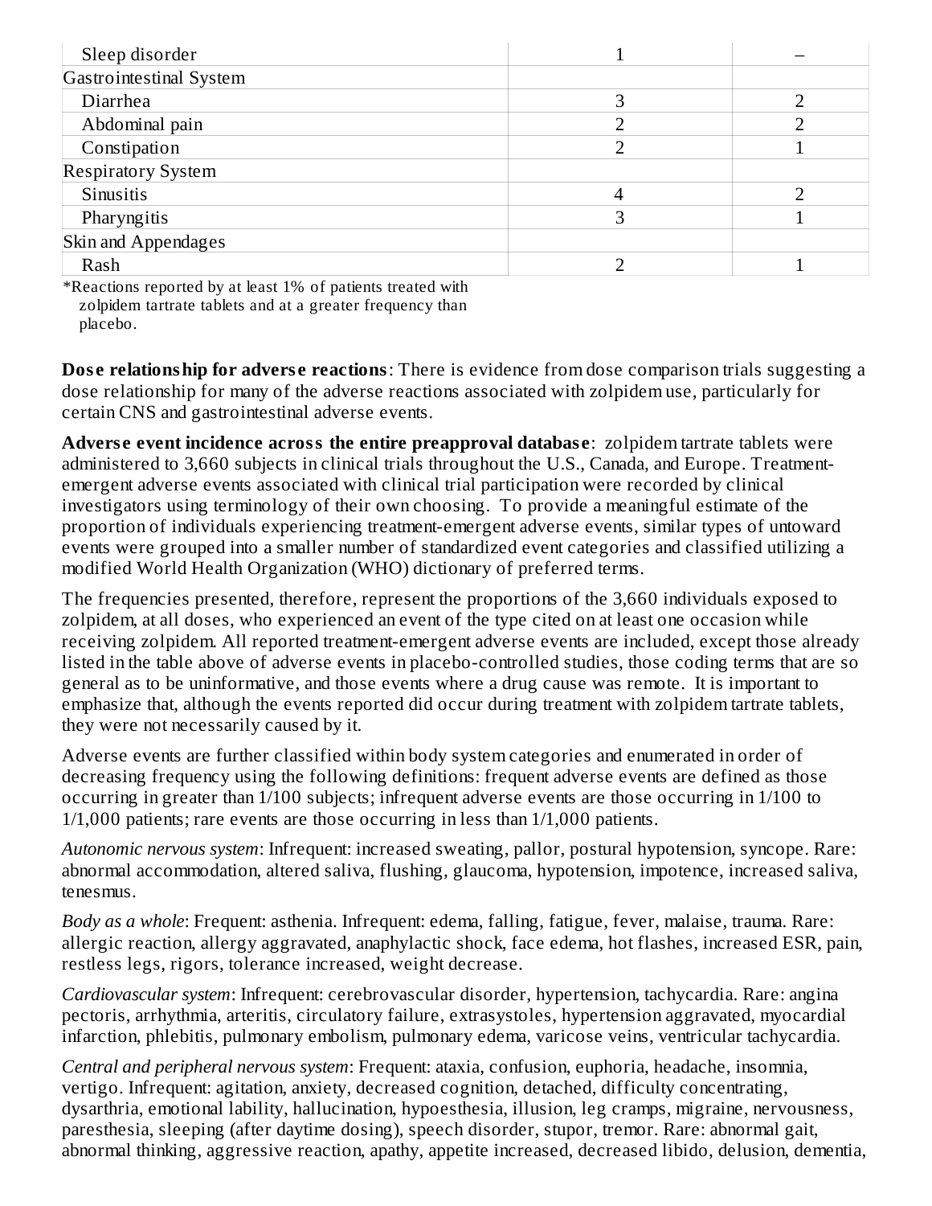| | | |
|---|---|---|
| Sleep disorder | 1 | – |
| Gastrointestinal System | | |
| Diarrhea | 3 | 2 |
| Abdominal pain | 2 | 2 |
| Constipation | 2 | 1 |
| Respiratory System | | |
| Sinusitis | 4 | 2 |
| Pharyngitis | 3 | 1 |
| Skin and Appendages | | |
| Rash | 2 | 1 |

*Reactions reported by at least 1% of patients treated with zolpidem tartrate tablets and at a greater frequency than placebo.

**Dose relationship for adverse reactions**: There is evidence from dose comparison trials suggesting a dose relationship for many of the adverse reactions associated with zolpidem use, particularly for certain CNS and gastrointestinal adverse events.

**Adverse event incidence across the entire preapproval database**: zolpidem tartrate tablets were administered to 3,660 subjects in clinical trials throughout the U.S., Canada, and Europe. Treatment-emergent adverse events associated with clinical trial participation were recorded by clinical investigators using terminology of their own choosing. To provide a meaningful estimate of the proportion of individuals experiencing treatment-emergent adverse events, similar types of untoward events were grouped into a smaller number of standardized event categories and classified utilizing a modified World Health Organization (WHO) dictionary of preferred terms.

The frequencies presented, therefore, represent the proportions of the 3,660 individuals exposed to zolpidem, at all doses, who experienced an event of the type cited on at least one occasion while receiving zolpidem. All reported treatment-emergent adverse events are included, except those already listed in the table above of adverse events in placebo-controlled studies, those coding terms that are so general as to be uninformative, and those events where a drug cause was remote. It is important to emphasize that, although the events reported did occur during treatment with zolpidem tartrate tablets, they were not necessarily caused by it.

Adverse events are further classified within body system categories and enumerated in order of decreasing frequency using the following definitions: frequent adverse events are defined as those occurring in greater than 1/100 subjects; infrequent adverse events are those occurring in 1/100 to 1/1,000 patients; rare events are those occurring in less than 1/1,000 patients.

*Autonomic nervous system*: Infrequent: increased sweating, pallor, postural hypotension, syncope. Rare: abnormal accommodation, altered saliva, flushing, glaucoma, hypotension, impotence, increased saliva, tenesmus.

*Body as a whole*: Frequent: asthenia. Infrequent: edema, falling, fatigue, fever, malaise, trauma. Rare: allergic reaction, allergy aggravated, anaphylactic shock, face edema, hot flashes, increased ESR, pain, restless legs, rigors, tolerance increased, weight decrease.

*Cardiovascular system*: Infrequent: cerebrovascular disorder, hypertension, tachycardia. Rare: angina pectoris, arrhythmia, arteritis, circulatory failure, extrasystoles, hypertension aggravated, myocardial infarction, phlebitis, pulmonary embolism, pulmonary edema, varicose veins, ventricular tachycardia.

*Central and peripheral nervous system*: Frequent: ataxia, confusion, euphoria, headache, insomnia, vertigo. Infrequent: agitation, anxiety, decreased cognition, detached, difficulty concentrating, dysarthria, emotional lability, hallucination, hypoesthesia, illusion, leg cramps, migraine, nervousness, paresthesia, sleeping (after daytime dosing), speech disorder, stupor, tremor. Rare: abnormal gait, abnormal thinking, aggressive reaction, apathy, appetite increased, decreased libido, delusion, dementia,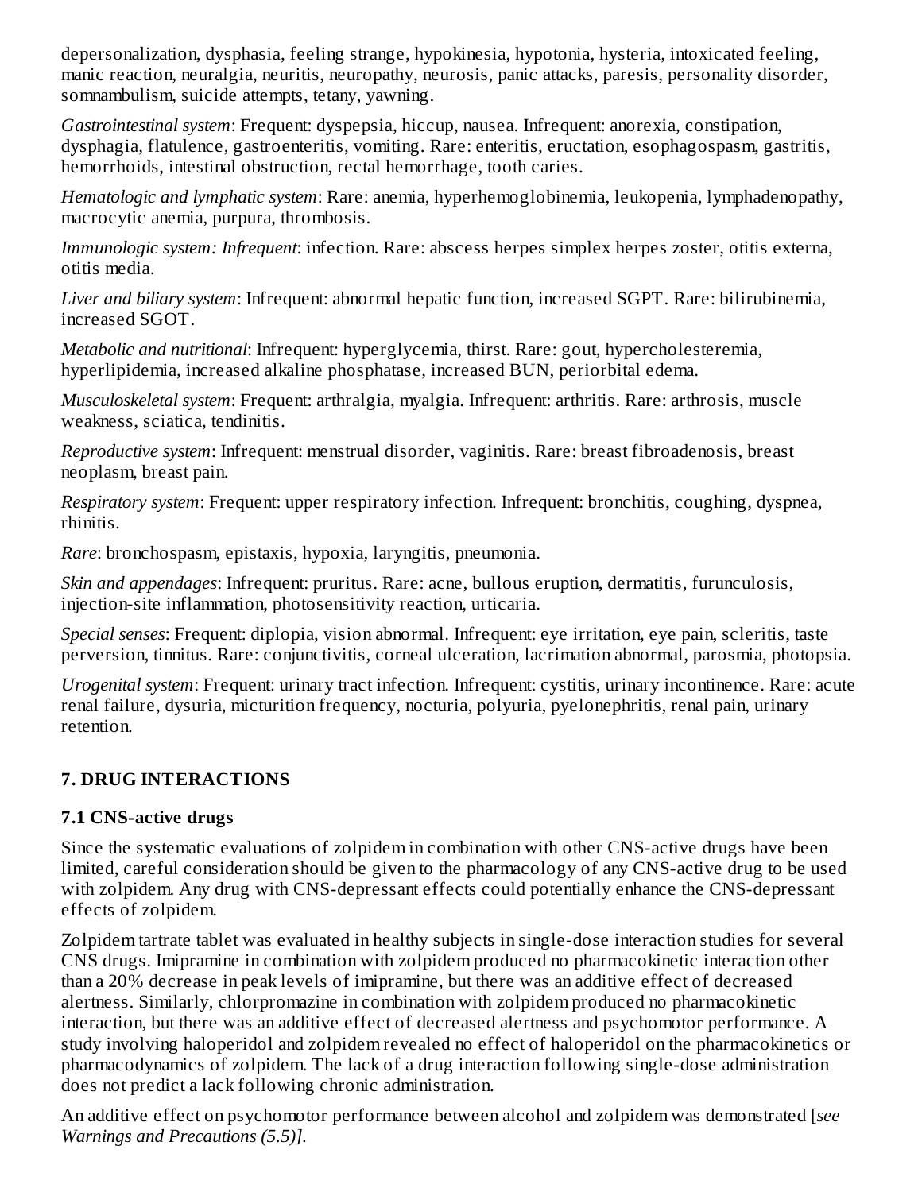depersonalization, dysphasia, feeling strange, hypokinesia, hypotonia, hysteria, intoxicated feeling, manic reaction, neuralgia, neuritis, neuropathy, neurosis, panic attacks, paresis, personality disorder, somnambulism, suicide attempts, tetany, yawning.

*Gastrointestinal system*: Frequent: dyspepsia, hiccup, nausea. Infrequent: anorexia, constipation, dysphagia, flatulence, gastroenteritis, vomiting. Rare: enteritis, eructation, esophagospasm, gastritis, hemorrhoids, intestinal obstruction, rectal hemorrhage, tooth caries.

*Hematologic and lymphatic system*: Rare: anemia, hyperhemoglobinemia, leukopenia, lymphadenopathy, macrocytic anemia, purpura, thrombosis.

*Immunologic system: Infrequent*: infection. Rare: abscess herpes simplex herpes zoster, otitis externa, otitis media.

*Liver and biliary system*: Infrequent: abnormal hepatic function, increased SGPT. Rare: bilirubinemia, increased SGOT.

*Metabolic and nutritional*: Infrequent: hyperglycemia, thirst. Rare: gout, hypercholesteremia, hyperlipidemia, increased alkaline phosphatase, increased BUN, periorbital edema.

*Musculoskeletal system*: Frequent: arthralgia, myalgia. Infrequent: arthritis. Rare: arthrosis, muscle weakness, sciatica, tendinitis.

*Reproductive system*: Infrequent: menstrual disorder, vaginitis. Rare: breast fibroadenosis, breast neoplasm, breast pain.

*Respiratory system*: Frequent: upper respiratory infection. Infrequent: bronchitis, coughing, dyspnea, rhinitis.

*Rare*: bronchospasm, epistaxis, hypoxia, laryngitis, pneumonia.

*Skin and appendages*: Infrequent: pruritus. Rare: acne, bullous eruption, dermatitis, furunculosis, injection-site inflammation, photosensitivity reaction, urticaria.

*Special senses*: Frequent: diplopia, vision abnormal. Infrequent: eye irritation, eye pain, scleritis, taste perversion, tinnitus. Rare: conjunctivitis, corneal ulceration, lacrimation abnormal, parosmia, photopsia.

*Urogenital system*: Frequent: urinary tract infection. Infrequent: cystitis, urinary incontinence. Rare: acute renal failure, dysuria, micturition frequency, nocturia, polyuria, pyelonephritis, renal pain, urinary retention.

## 7. DRUG INTERACTIONS

### 7.1 CNS-active drugs

Since the systematic evaluations of zolpidem in combination with other CNS-active drugs have been limited, careful consideration should be given to the pharmacology of any CNS-active drug to be used with zolpidem. Any drug with CNS-depressant effects could potentially enhance the CNS-depressant effects of zolpidem.

Zolpidem tartrate tablet was evaluated in healthy subjects in single-dose interaction studies for several CNS drugs. Imipramine in combination with zolpidem produced no pharmacokinetic interaction other than a 20% decrease in peak levels of imipramine, but there was an additive effect of decreased alertness. Similarly, chlorpromazine in combination with zolpidem produced no pharmacokinetic interaction, but there was an additive effect of decreased alertness and psychomotor performance. A study involving haloperidol and zolpidem revealed no effect of haloperidol on the pharmacokinetics or pharmacodynamics of zolpidem. The lack of a drug interaction following single-dose administration does not predict a lack following chronic administration.

An additive effect on psychomotor performance between alcohol and zolpidem was demonstrated [*see Warnings and Precautions (5.5)]*.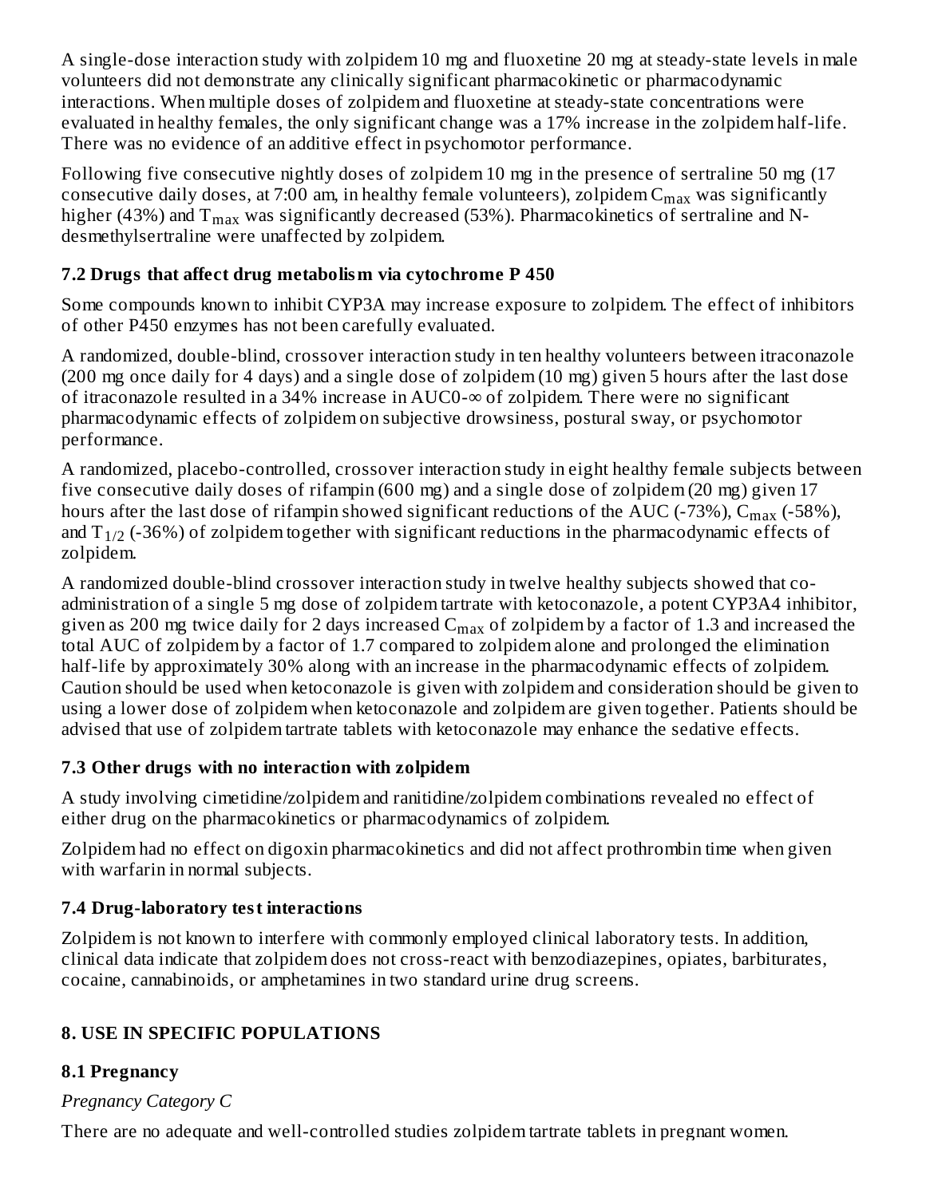A single-dose interaction study with zolpidem 10 mg and fluoxetine 20 mg at steady-state levels in male volunteers did not demonstrate any clinically significant pharmacokinetic or pharmacodynamic interactions. When multiple doses of zolpidem and fluoxetine at steady-state concentrations were evaluated in healthy females, the only significant change was a 17% increase in the zolpidem half-life. There was no evidence of an additive effect in psychomotor performance.

Following five consecutive nightly doses of zolpidem 10 mg in the presence of sertraline 50 mg (17 consecutive daily doses, at 7:00 am, in healthy female volunteers), zolpidem $C_{max}$ was significantly higher (43%) and $T_{max}$ was significantly decreased (53%). Pharmacokinetics of sertraline and N-desmethylsertraline were unaffected by zolpidem.

### 7.2 Drugs that affect drug metabolism via cytochrome P 450

Some compounds known to inhibit CYP3A may increase exposure to zolpidem. The effect of inhibitors of other P450 enzymes has not been carefully evaluated.

A randomized, double-blind, crossover interaction study in ten healthy volunteers between itraconazole (200 mg once daily for 4 days) and a single dose of zolpidem (10 mg) given 5 hours after the last dose of itraconazole resulted in a 34% increase in AUC0-∞ of zolpidem. There were no significant pharmacodynamic effects of zolpidem on subjective drowsiness, postural sway, or psychomotor performance.

A randomized, placebo-controlled, crossover interaction study in eight healthy female subjects between five consecutive daily doses of rifampin (600 mg) and a single dose of zolpidem (20 mg) given 17 hours after the last dose of rifampin showed significant reductions of the AUC (-73%), $C_{max}$ (-58%), and $T_{1/2}$ (-36%) of zolpidem together with significant reductions in the pharmacodynamic effects of zolpidem.

A randomized double-blind crossover interaction study in twelve healthy subjects showed that co-administration of a single 5 mg dose of zolpidem tartrate with ketoconazole, a potent CYP3A4 inhibitor, given as 200 mg twice daily for 2 days increased $C_{max}$ of zolpidem by a factor of 1.3 and increased the total AUC of zolpidem by a factor of 1.7 compared to zolpidem alone and prolonged the elimination half-life by approximately 30% along with an increase in the pharmacodynamic effects of zolpidem. Caution should be used when ketoconazole is given with zolpidem and consideration should be given to using a lower dose of zolpidem when ketoconazole and zolpidem are given together. Patients should be advised that use of zolpidem tartrate tablets with ketoconazole may enhance the sedative effects.

### 7.3 Other drugs with no interaction with zolpidem

A study involving cimetidine/zolpidem and ranitidine/zolpidem combinations revealed no effect of either drug on the pharmacokinetics or pharmacodynamics of zolpidem.

Zolpidem had no effect on digoxin pharmacokinetics and did not affect prothrombin time when given with warfarin in normal subjects.

### 7.4 Drug-laboratory test interactions

Zolpidem is not known to interfere with commonly employed clinical laboratory tests. In addition, clinical data indicate that zolpidem does not cross-react with benzodiazepines, opiates, barbiturates, cocaine, cannabinoids, or amphetamines in two standard urine drug screens.

## 8. USE IN SPECIFIC POPULATIONS

### 8.1 Pregnancy

*Pregnancy Category C*

There are no adequate and well-controlled studies zolpidem tartrate tablets in pregnant women.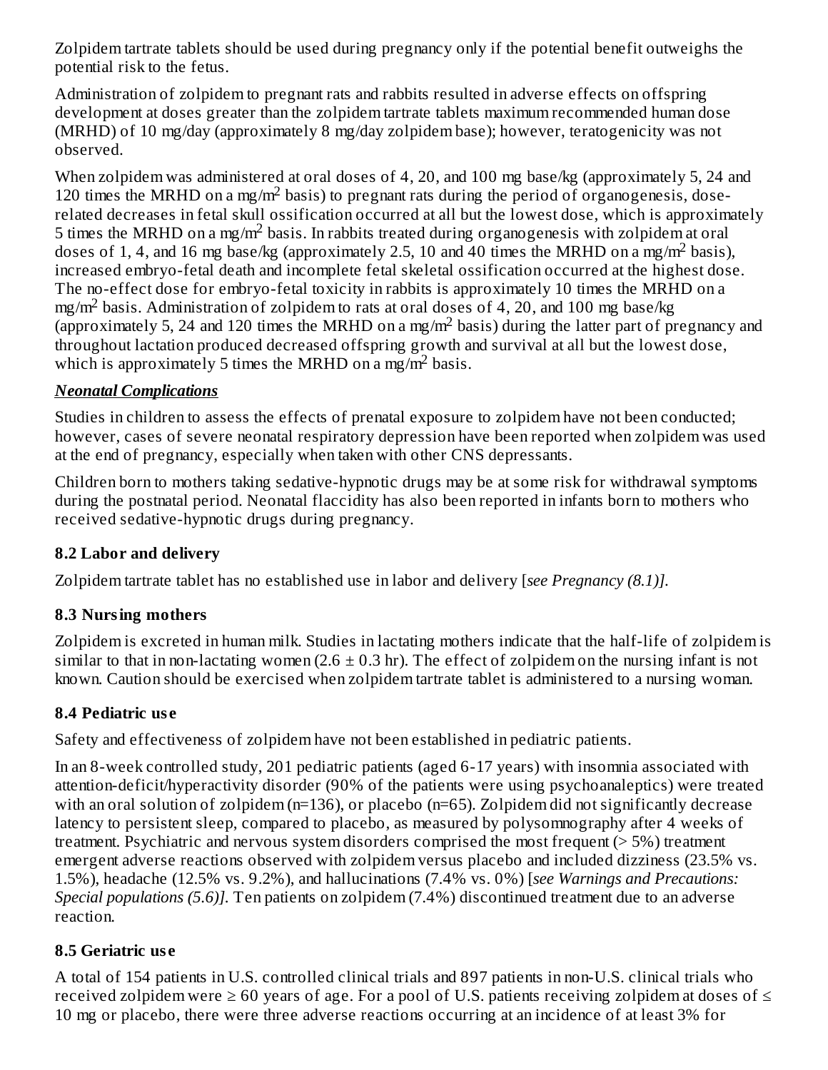Zolpidem tartrate tablets should be used during pregnancy only if the potential benefit outweighs the potential risk to the fetus.

Administration of zolpidem to pregnant rats and rabbits resulted in adverse effects on offspring development at doses greater than the zolpidem tartrate tablets maximum recommended human dose (MRHD) of 10 mg/day (approximately 8 mg/day zolpidem base); however, teratogenicity was not observed.

When zolpidem was administered at oral doses of 4, 20, and 100 mg base/kg (approximately 5, 24 and 120 times the MRHD on a mg/m$^2$ basis) to pregnant rats during the period of organogenesis, dose-related decreases in fetal skull ossification occurred at all but the lowest dose, which is approximately 5 times the MRHD on a mg/m$^2$ basis. In rabbits treated during organogenesis with zolpidem at oral doses of 1, 4, and 16 mg base/kg (approximately 2.5, 10 and 40 times the MRHD on a mg/m$^2$ basis), increased embryo-fetal death and incomplete fetal skeletal ossification occurred at the highest dose. The no-effect dose for embryo-fetal toxicity in rabbits is approximately 10 times the MRHD on a mg/m$^2$ basis. Administration of zolpidem to rats at oral doses of 4, 20, and 100 mg base/kg (approximately 5, 24 and 120 times the MRHD on a mg/m$^2$ basis) during the latter part of pregnancy and throughout lactation produced decreased offspring growth and survival at all but the lowest dose, which is approximately 5 times the MRHD on a mg/m$^2$ basis.

***Neonatal Complications***

Studies in children to assess the effects of prenatal exposure to zolpidem have not been conducted; however, cases of severe neonatal respiratory depression have been reported when zolpidem was used at the end of pregnancy, especially when taken with other CNS depressants.

Children born to mothers taking sedative-hypnotic drugs may be at some risk for withdrawal symptoms during the postnatal period. Neonatal flaccidity has also been reported in infants born to mothers who received sedative-hypnotic drugs during pregnancy.

### 8.2 Labor and delivery

Zolpidem tartrate tablet has no established use in labor and delivery [*see Pregnancy (8.1)]*.

### 8.3 Nursing mothers

Zolpidem is excreted in human milk. Studies in lactating mothers indicate that the half-life of zolpidem is similar to that in non-lactating women (2.6 ± 0.3 hr). The effect of zolpidem on the nursing infant is not known. Caution should be exercised when zolpidem tartrate tablet is administered to a nursing woman.

### 8.4 Pediatric use

Safety and effectiveness of zolpidem have not been established in pediatric patients.

In an 8-week controlled study, 201 pediatric patients (aged 6-17 years) with insomnia associated with attention-deficit/hyperactivity disorder (90% of the patients were using psychoanaleptics) were treated with an oral solution of zolpidem (n=136), or placebo (n=65). Zolpidem did not significantly decrease latency to persistent sleep, compared to placebo, as measured by polysomnography after 4 weeks of treatment. Psychiatric and nervous system disorders comprised the most frequent (> 5%) treatment emergent adverse reactions observed with zolpidem versus placebo and included dizziness (23.5% vs. 1.5%), headache (12.5% vs. 9.2%), and hallucinations (7.4% vs. 0%) [*see Warnings and Precautions: Special populations (5.6)]*. Ten patients on zolpidem (7.4%) discontinued treatment due to an adverse reaction.

### 8.5 Geriatric use

A total of 154 patients in U.S. controlled clinical trials and 897 patients in non-U.S. clinical trials who received zolpidem were ≥ 60 years of age. For a pool of U.S. patients receiving zolpidem at doses of ≤ 10 mg or placebo, there were three adverse reactions occurring at an incidence of at least 3% for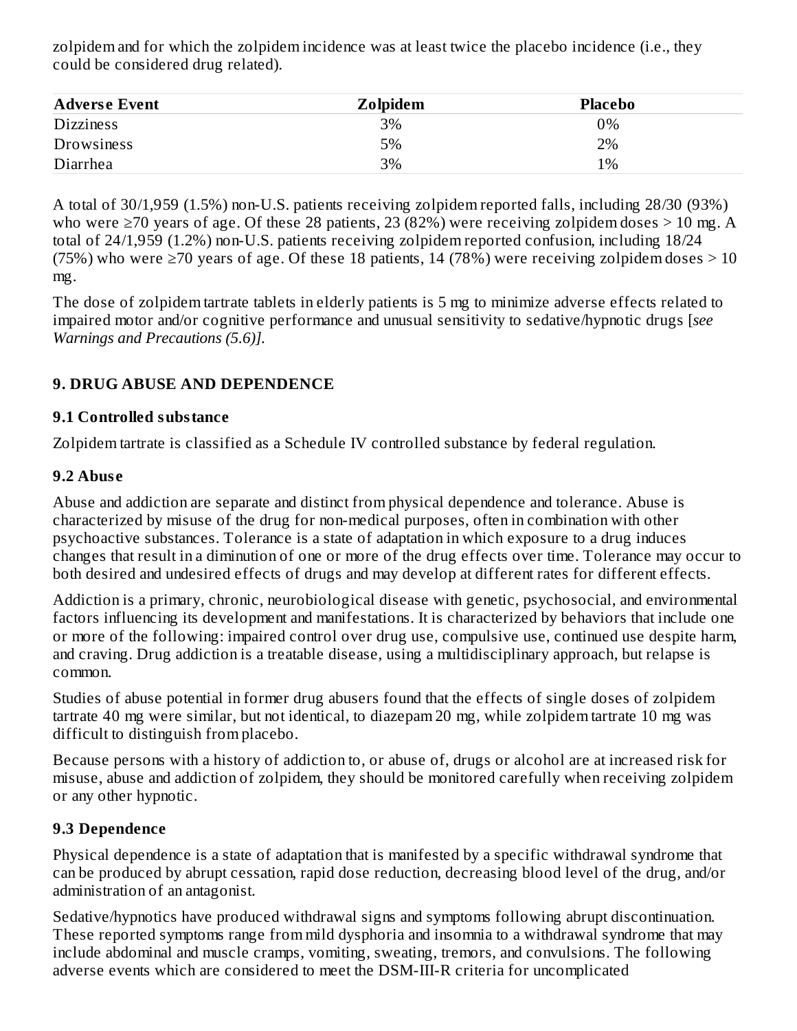zolpidem and for which the zolpidem incidence was at least twice the placebo incidence (i.e., they could be considered drug related).

| Adverse Event | Zolpidem | Placebo |
|---|---|---|
| Dizziness | 3% | 0% |
| Drowsiness | 5% | 2% |
| Diarrhea | 3% | 1% |

A total of 30/1,959 (1.5%) non-U.S. patients receiving zolpidem reported falls, including 28/30 (93%) who were ≥70 years of age. Of these 28 patients, 23 (82%) were receiving zolpidem doses > 10 mg. A total of 24/1,959 (1.2%) non-U.S. patients receiving zolpidem reported confusion, including 18/24 (75%) who were ≥70 years of age. Of these 18 patients, 14 (78%) were receiving zolpidem doses > 10 mg.

The dose of zolpidem tartrate tablets in elderly patients is 5 mg to minimize adverse effects related to impaired motor and/or cognitive performance and unusual sensitivity to sedative/hypnotic drugs [*see Warnings and Precautions (5.6)]*.

## 9. DRUG ABUSE AND DEPENDENCE

### 9.1 Controlled substance

Zolpidem tartrate is classified as a Schedule IV controlled substance by federal regulation.

### 9.2 Abuse

Abuse and addiction are separate and distinct from physical dependence and tolerance. Abuse is characterized by misuse of the drug for non-medical purposes, often in combination with other psychoactive substances. Tolerance is a state of adaptation in which exposure to a drug induces changes that result in a diminution of one or more of the drug effects over time. Tolerance may occur to both desired and undesired effects of drugs and may develop at different rates for different effects.

Addiction is a primary, chronic, neurobiological disease with genetic, psychosocial, and environmental factors influencing its development and manifestations. It is characterized by behaviors that include one or more of the following: impaired control over drug use, compulsive use, continued use despite harm, and craving. Drug addiction is a treatable disease, using a multidisciplinary approach, but relapse is common.

Studies of abuse potential in former drug abusers found that the effects of single doses of zolpidem tartrate 40 mg were similar, but not identical, to diazepam 20 mg, while zolpidem tartrate 10 mg was difficult to distinguish from placebo.

Because persons with a history of addiction to, or abuse of, drugs or alcohol are at increased risk for misuse, abuse and addiction of zolpidem, they should be monitored carefully when receiving zolpidem or any other hypnotic.

### 9.3 Dependence

Physical dependence is a state of adaptation that is manifested by a specific withdrawal syndrome that can be produced by abrupt cessation, rapid dose reduction, decreasing blood level of the drug, and/or administration of an antagonist.

Sedative/hypnotics have produced withdrawal signs and symptoms following abrupt discontinuation. These reported symptoms range from mild dysphoria and insomnia to a withdrawal syndrome that may include abdominal and muscle cramps, vomiting, sweating, tremors, and convulsions. The following adverse events which are considered to meet the DSM-III-R criteria for uncomplicated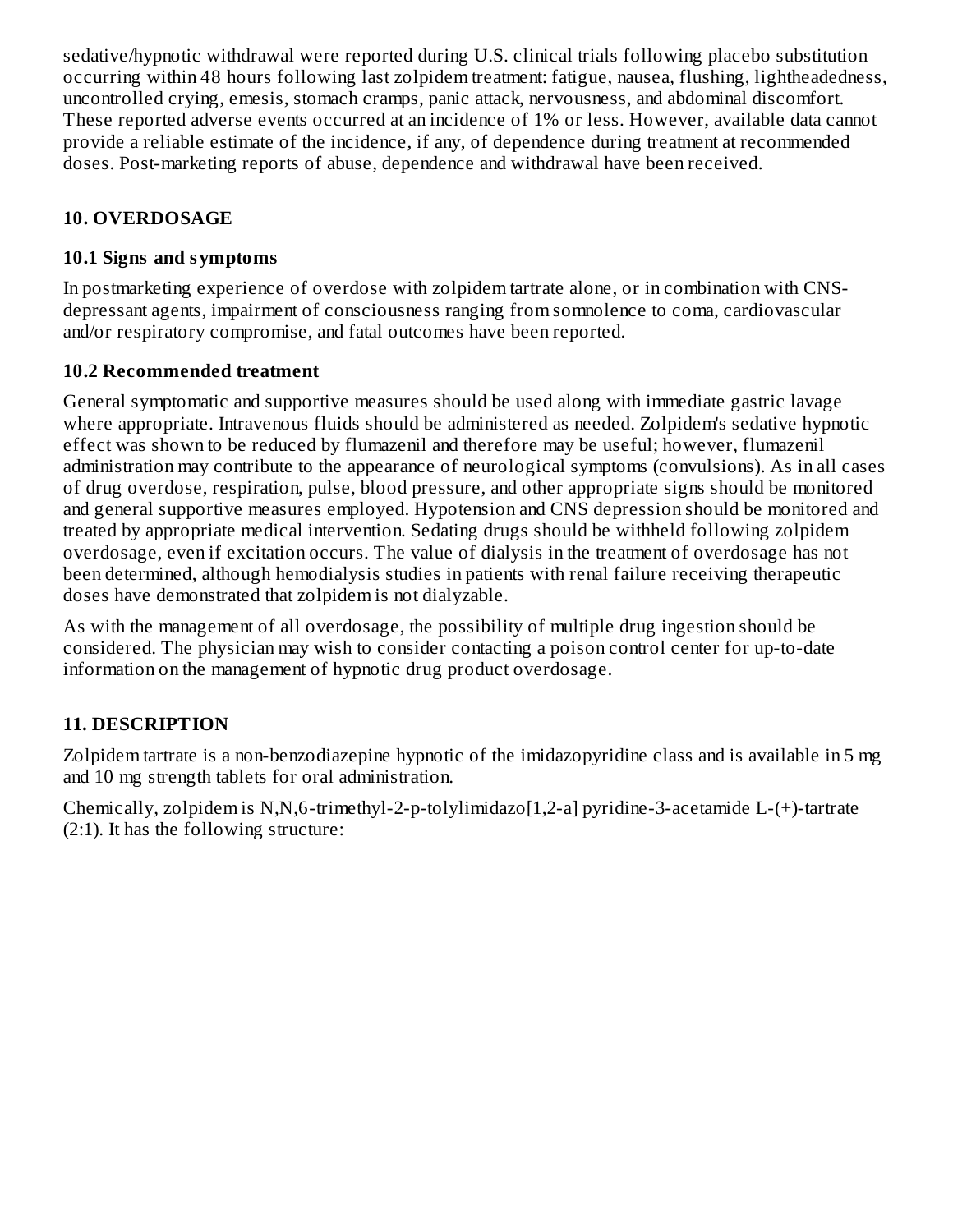sedative/hypnotic withdrawal were reported during U.S. clinical trials following placebo substitution occurring within 48 hours following last zolpidem treatment: fatigue, nausea, flushing, lightheadedness, uncontrolled crying, emesis, stomach cramps, panic attack, nervousness, and abdominal discomfort. These reported adverse events occurred at an incidence of 1% or less. However, available data cannot provide a reliable estimate of the incidence, if any, of dependence during treatment at recommended doses. Post-marketing reports of abuse, dependence and withdrawal have been received.

## 10. OVERDOSAGE

### 10.1 Signs and symptoms

In postmarketing experience of overdose with zolpidem tartrate alone, or in combination with CNS-depressant agents, impairment of consciousness ranging from somnolence to coma, cardiovascular and/or respiratory compromise, and fatal outcomes have been reported.

### 10.2 Recommended treatment

General symptomatic and supportive measures should be used along with immediate gastric lavage where appropriate. Intravenous fluids should be administered as needed. Zolpidem's sedative hypnotic effect was shown to be reduced by flumazenil and therefore may be useful; however, flumazenil administration may contribute to the appearance of neurological symptoms (convulsions). As in all cases of drug overdose, respiration, pulse, blood pressure, and other appropriate signs should be monitored and general supportive measures employed. Hypotension and CNS depression should be monitored and treated by appropriate medical intervention. Sedating drugs should be withheld following zolpidem overdosage, even if excitation occurs. The value of dialysis in the treatment of overdosage has not been determined, although hemodialysis studies in patients with renal failure receiving therapeutic doses have demonstrated that zolpidem is not dialyzable.

As with the management of all overdosage, the possibility of multiple drug ingestion should be considered. The physician may wish to consider contacting a poison control center for up-to-date information on the management of hypnotic drug product overdosage.

## 11. DESCRIPTION

Zolpidem tartrate is a non-benzodiazepine hypnotic of the imidazopyridine class and is available in 5 mg and 10 mg strength tablets for oral administration.

Chemically, zolpidem is N,N,6-trimethyl-2-p-tolylimidazo[1,2-a] pyridine-3-acetamide L-(+)-tartrate (2:1). It has the following structure: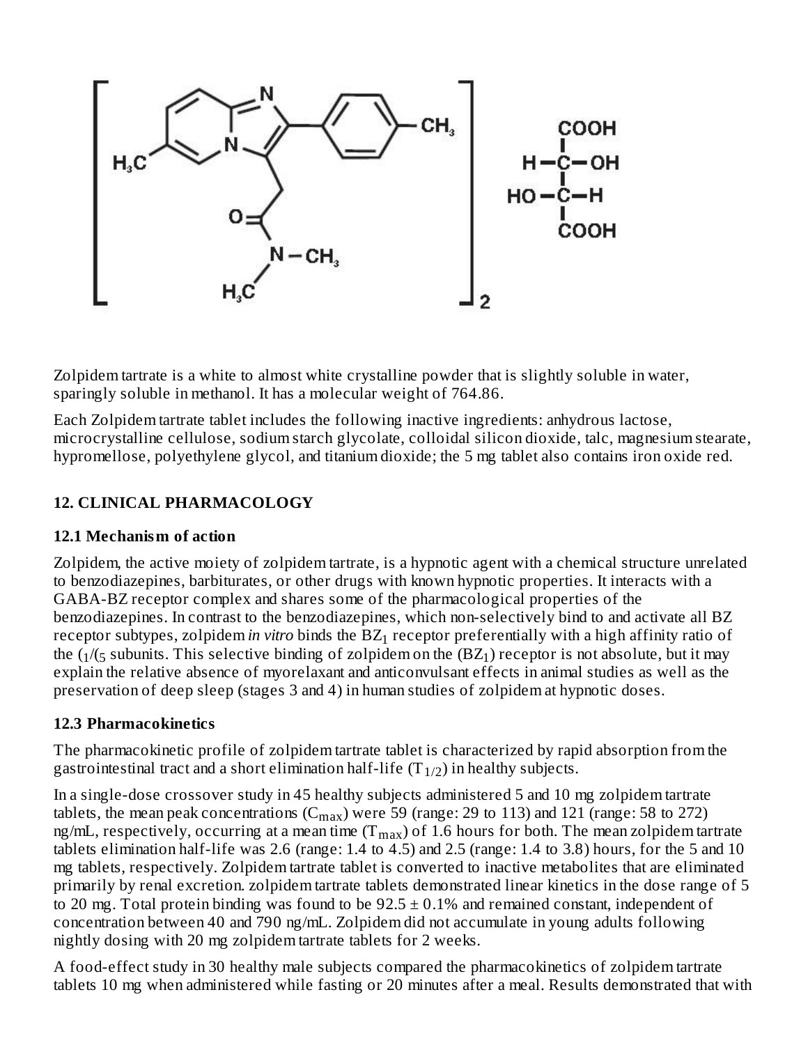Zolpidem tartrate is a white to almost white crystalline powder that is slightly soluble in water, sparingly soluble in methanol. It has a molecular weight of 764.86.

Each Zolpidem tartrate tablet includes the following inactive ingredients: anhydrous lactose, microcrystalline cellulose, sodium starch glycolate, colloidal silicon dioxide, talc, magnesium stearate, hypromellose, polyethylene glycol, and titanium dioxide; the 5 mg tablet also contains iron oxide red.

## 12. CLINICAL PHARMACOLOGY

### 12.1 Mechanism of action

Zolpidem, the active moiety of zolpidem tartrate, is a hypnotic agent with a chemical structure unrelated to benzodiazepines, barbiturates, or other drugs with known hypnotic properties. It interacts with a GABA-BZ receptor complex and shares some of the pharmacological properties of the benzodiazepines. In contrast to the benzodiazepines, which non-selectively bind to and activate all BZ receptor subtypes, zolpidem *in vitro* binds the $BZ_1$ receptor preferentially with a high affinity ratio of the $(_1/(_5$ subunits. This selective binding of zolpidem on the $(BZ_1)$ receptor is not absolute, but it may explain the relative absence of myorelaxant and anticonvulsant effects in animal studies as well as the preservation of deep sleep (stages 3 and 4) in human studies of zolpidem at hypnotic doses.

### 12.3 Pharmacokinetics

The pharmacokinetic profile of zolpidem tartrate tablet is characterized by rapid absorption from the gastrointestinal tract and a short elimination half-life ($T_{1/2}$) in healthy subjects.

In a single-dose crossover study in 45 healthy subjects administered 5 and 10 mg zolpidem tartrate tablets, the mean peak concentrations ($C_{max}$) were 59 (range: 29 to 113) and 121 (range: 58 to 272) ng/mL, respectively, occurring at a mean time ($T_{max}$) of 1.6 hours for both. The mean zolpidem tartrate tablets elimination half-life was 2.6 (range: 1.4 to 4.5) and 2.5 (range: 1.4 to 3.8) hours, for the 5 and 10 mg tablets, respectively. Zolpidem tartrate tablet is converted to inactive metabolites that are eliminated primarily by renal excretion. zolpidem tartrate tablets demonstrated linear kinetics in the dose range of 5 to 20 mg. Total protein binding was found to be 92.5 ± 0.1% and remained constant, independent of concentration between 40 and 790 ng/mL. Zolpidem did not accumulate in young adults following nightly dosing with 20 mg zolpidem tartrate tablets for 2 weeks.

A food-effect study in 30 healthy male subjects compared the pharmacokinetics of zolpidem tartrate tablets 10 mg when administered while fasting or 20 minutes after a meal. Results demonstrated that with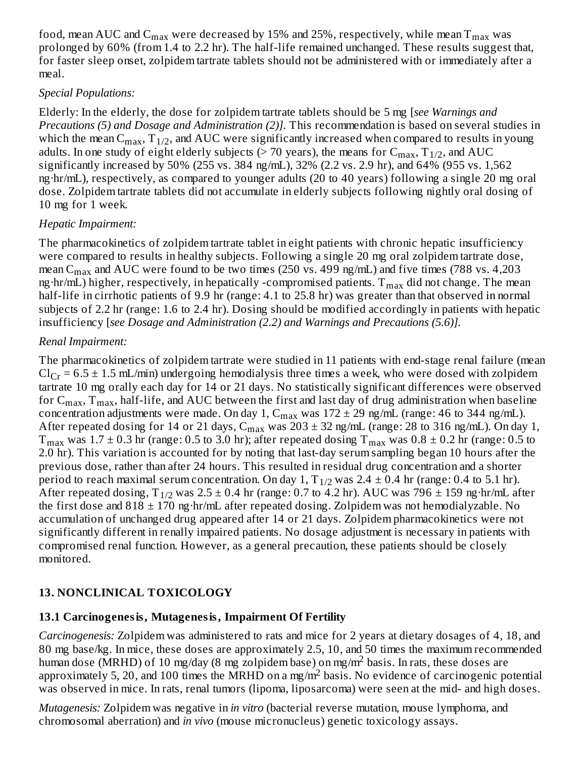food, mean AUC and $C_{max}$ were decreased by 15% and 25%, respectively, while mean $T_{max}$ was prolonged by 60% (from 1.4 to 2.2 hr). The half-life remained unchanged. These results suggest that, for faster sleep onset, zolpidem tartrate tablets should not be administered with or immediately after a meal.

*Special Populations:*

Elderly: In the elderly, the dose for zolpidem tartrate tablets should be 5 mg [*see Warnings and Precautions (5) and Dosage and Administration (2)]*. This recommendation is based on several studies in which the mean $C_{max}$, $T_{1/2}$, and AUC were significantly increased when compared to results in young adults. In one study of eight elderly subjects (> 70 years), the means for $C_{max}$, $T_{1/2}$, and AUC significantly increased by 50% (255 vs. 384 ng/mL), 32% (2.2 vs. 2.9 hr), and 64% (955 vs. 1,562 ng·hr/mL), respectively, as compared to younger adults (20 to 40 years) following a single 20 mg oral dose. Zolpidem tartrate tablets did not accumulate in elderly subjects following nightly oral dosing of 10 mg for 1 week.

*Hepatic Impairment:*

The pharmacokinetics of zolpidem tartrate tablet in eight patients with chronic hepatic insufficiency were compared to results in healthy subjects. Following a single 20 mg oral zolpidem tartrate dose, mean $C_{max}$ and AUC were found to be two times (250 vs. 499 ng/mL) and five times (788 vs. 4,203 ng·hr/mL) higher, respectively, in hepatically -compromised patients. $T_{max}$ did not change. The mean half-life in cirrhotic patients of 9.9 hr (range: 4.1 to 25.8 hr) was greater than that observed in normal subjects of 2.2 hr (range: 1.6 to 2.4 hr). Dosing should be modified accordingly in patients with hepatic insufficiency [*see Dosage and Administration (2.2) and Warnings and Precautions (5.6)].*

*Renal Impairment:*

The pharmacokinetics of zolpidem tartrate were studied in 11 patients with end-stage renal failure (mean $Cl_{Cr}$ = 6.5 ± 1.5 mL/min) undergoing hemodialysis three times a week, who were dosed with zolpidem tartrate 10 mg orally each day for 14 or 21 days. No statistically significant differences were observed for $C_{max}$, $T_{max}$, half-life, and AUC between the first and last day of drug administration when baseline concentration adjustments were made. On day 1, $C_{max}$ was 172 ± 29 ng/mL (range: 46 to 344 ng/mL). After repeated dosing for 14 or 21 days, $C_{max}$ was 203 ± 32 ng/mL (range: 28 to 316 ng/mL). On day 1, $T_{max}$ was 1.7 ± 0.3 hr (range: 0.5 to 3.0 hr); after repeated dosing $T_{max}$ was 0.8 ± 0.2 hr (range: 0.5 to 2.0 hr). This variation is accounted for by noting that last-day serum sampling began 10 hours after the previous dose, rather than after 24 hours. This resulted in residual drug concentration and a shorter period to reach maximal serum concentration. On day 1, $T_{1/2}$ was 2.4 ± 0.4 hr (range: 0.4 to 5.1 hr). After repeated dosing, $T_{1/2}$ was 2.5 ± 0.4 hr (range: 0.7 to 4.2 hr). AUC was 796 ± 159 ng·hr/mL after the first dose and 818 ± 170 ng·hr/mL after repeated dosing. Zolpidem was not hemodialyzable. No accumulation of unchanged drug appeared after 14 or 21 days. Zolpidem pharmacokinetics were not significantly different in renally impaired patients. No dosage adjustment is necessary in patients with compromised renal function. However, as a general precaution, these patients should be closely monitored.

## 13. NONCLINICAL TOXICOLOGY

### 13.1 Carcinogenesis, Mutagenesis, Impairment Of Fertility

*Carcinogenesis:* Zolpidem was administered to rats and mice for 2 years at dietary dosages of 4, 18, and 80 mg base/kg. In mice, these doses are approximately 2.5, 10, and 50 times the maximum recommended human dose (MRHD) of 10 mg/day (8 mg zolpidem base) on mg/m$^2$ basis. In rats, these doses are approximately 5, 20, and 100 times the MRHD on a mg/m$^2$ basis. No evidence of carcinogenic potential was observed in mice. In rats, renal tumors (lipoma, liposarcoma) were seen at the mid- and high doses.

*Mutagenesis:* Zolpidem was negative in *in vitro* (bacterial reverse mutation, mouse lymphoma, and chromosomal aberration) and *in vivo* (mouse micronucleus) genetic toxicology assays.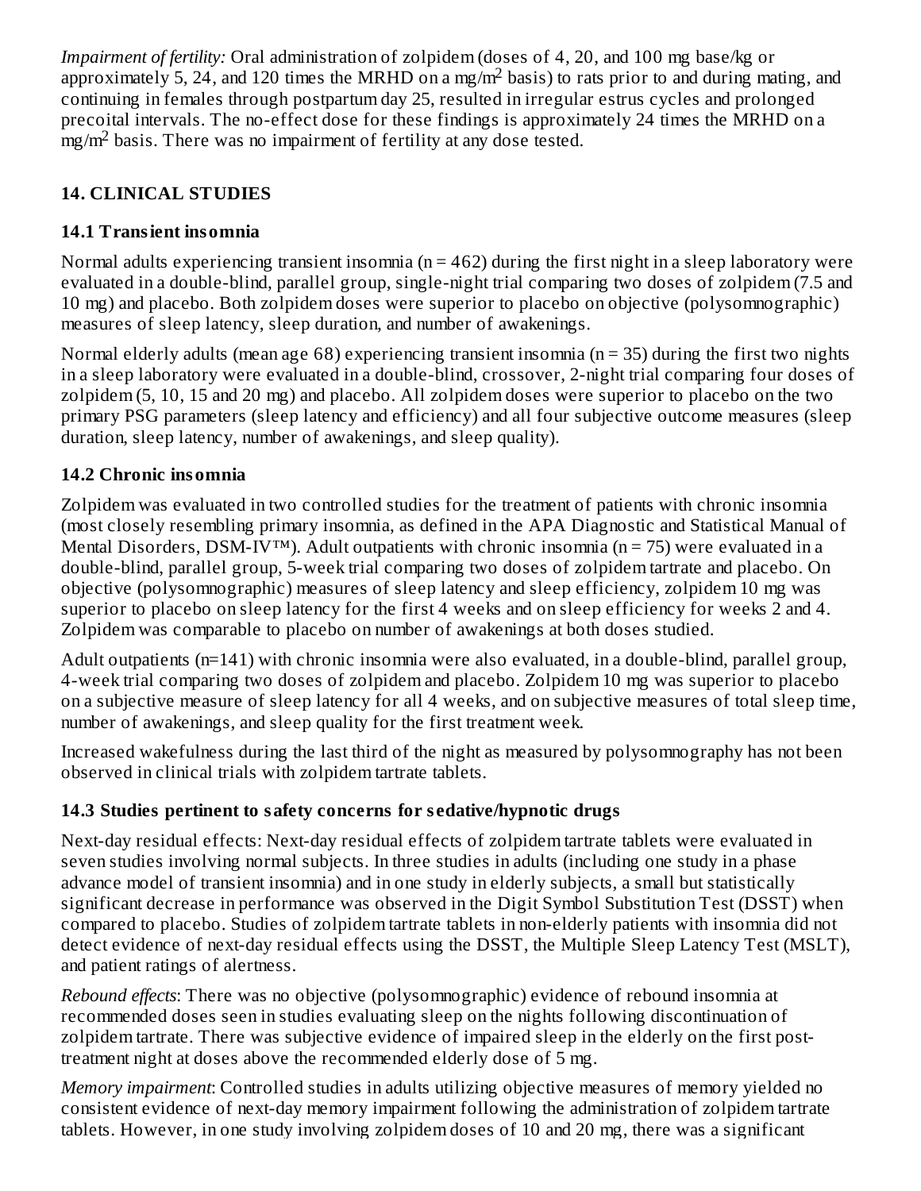*Impairment of fertility:* Oral administration of zolpidem (doses of 4, 20, and 100 mg base/kg or approximately 5, 24, and 120 times the MRHD on a mg/m$^2$ basis) to rats prior to and during mating, and continuing in females through postpartum day 25, resulted in irregular estrus cycles and prolonged precoital intervals. The no-effect dose for these findings is approximately 24 times the MRHD on a mg/m$^2$ basis. There was no impairment of fertility at any dose tested.

## 14. CLINICAL STUDIES

### 14.1 Transient insomnia

Normal adults experiencing transient insomnia (n = 462) during the first night in a sleep laboratory were evaluated in a double-blind, parallel group, single-night trial comparing two doses of zolpidem (7.5 and 10 mg) and placebo. Both zolpidem doses were superior to placebo on objective (polysomnographic) measures of sleep latency, sleep duration, and number of awakenings.

Normal elderly adults (mean age 68) experiencing transient insomnia (n = 35) during the first two nights in a sleep laboratory were evaluated in a double-blind, crossover, 2-night trial comparing four doses of zolpidem (5, 10, 15 and 20 mg) and placebo. All zolpidem doses were superior to placebo on the two primary PSG parameters (sleep latency and efficiency) and all four subjective outcome measures (sleep duration, sleep latency, number of awakenings, and sleep quality).

### 14.2 Chronic insomnia

Zolpidem was evaluated in two controlled studies for the treatment of patients with chronic insomnia (most closely resembling primary insomnia, as defined in the APA Diagnostic and Statistical Manual of Mental Disorders, DSM-IV™). Adult outpatients with chronic insomnia (n = 75) were evaluated in a double-blind, parallel group, 5-week trial comparing two doses of zolpidem tartrate and placebo. On objective (polysomnographic) measures of sleep latency and sleep efficiency, zolpidem 10 mg was superior to placebo on sleep latency for the first 4 weeks and on sleep efficiency for weeks 2 and 4. Zolpidem was comparable to placebo on number of awakenings at both doses studied.

Adult outpatients (n=141) with chronic insomnia were also evaluated, in a double-blind, parallel group, 4-week trial comparing two doses of zolpidem and placebo. Zolpidem 10 mg was superior to placebo on a subjective measure of sleep latency for all 4 weeks, and on subjective measures of total sleep time, number of awakenings, and sleep quality for the first treatment week.

Increased wakefulness during the last third of the night as measured by polysomnography has not been observed in clinical trials with zolpidem tartrate tablets.

### 14.3 Studies pertinent to safety concerns for sedative/hypnotic drugs

Next-day residual effects: Next-day residual effects of zolpidem tartrate tablets were evaluated in seven studies involving normal subjects. In three studies in adults (including one study in a phase advance model of transient insomnia) and in one study in elderly subjects, a small but statistically significant decrease in performance was observed in the Digit Symbol Substitution Test (DSST) when compared to placebo. Studies of zolpidem tartrate tablets in non-elderly patients with insomnia did not detect evidence of next-day residual effects using the DSST, the Multiple Sleep Latency Test (MSLT), and patient ratings of alertness.

*Rebound effects*: There was no objective (polysomnographic) evidence of rebound insomnia at recommended doses seen in studies evaluating sleep on the nights following discontinuation of zolpidem tartrate. There was subjective evidence of impaired sleep in the elderly on the first post-treatment night at doses above the recommended elderly dose of 5 mg.

*Memory impairment*: Controlled studies in adults utilizing objective measures of memory yielded no consistent evidence of next-day memory impairment following the administration of zolpidem tartrate tablets. However, in one study involving zolpidem doses of 10 and 20 mg, there was a significant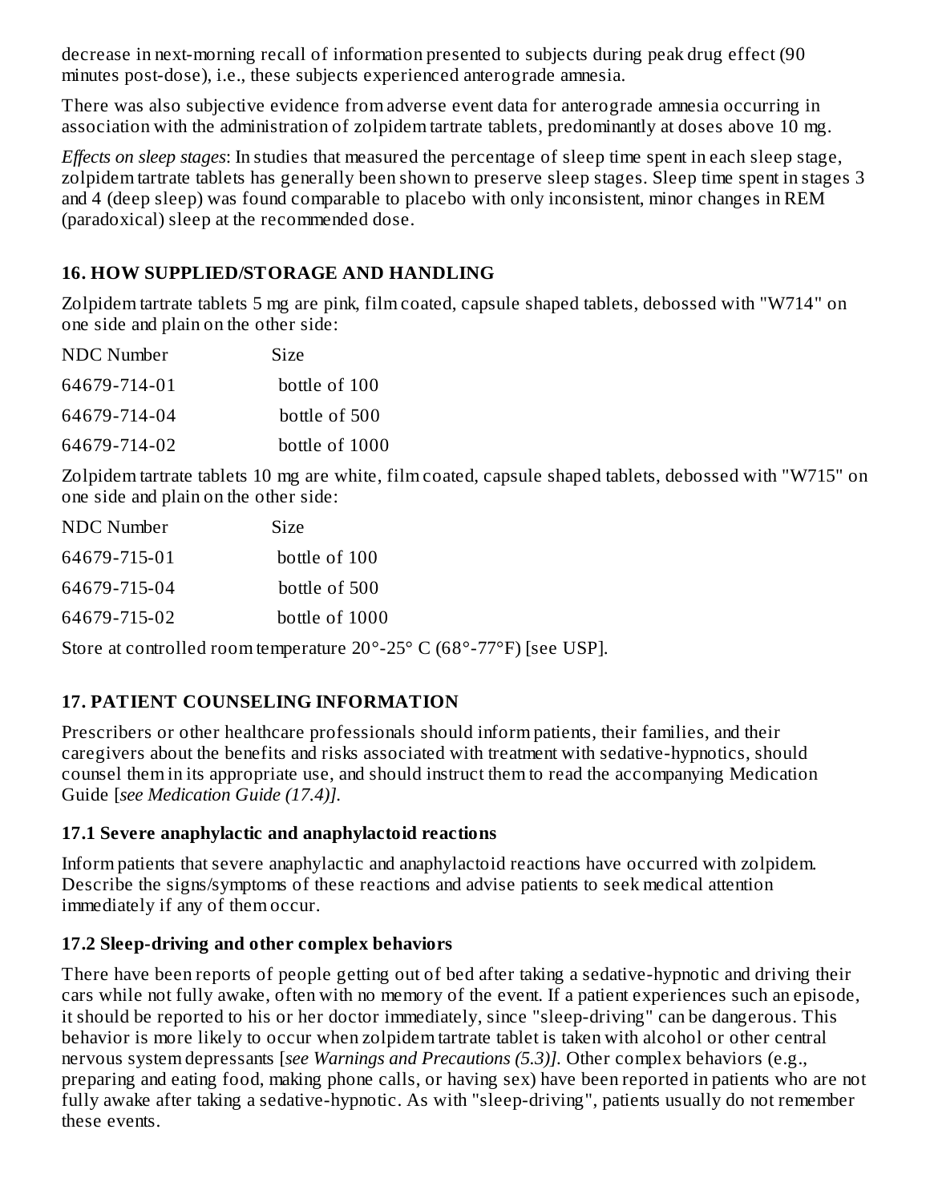decrease in next-morning recall of information presented to subjects during peak drug effect (90 minutes post-dose), i.e., these subjects experienced anterograde amnesia.

There was also subjective evidence from adverse event data for anterograde amnesia occurring in association with the administration of zolpidem tartrate tablets, predominantly at doses above 10 mg.

*Effects on sleep stages*: In studies that measured the percentage of sleep time spent in each sleep stage, zolpidem tartrate tablets has generally been shown to preserve sleep stages. Sleep time spent in stages 3 and 4 (deep sleep) was found comparable to placebo with only inconsistent, minor changes in REM (paradoxical) sleep at the recommended dose.

## 16. HOW SUPPLIED/STORAGE AND HANDLING

Zolpidem tartrate tablets 5 mg are pink, film coated, capsule shaped tablets, debossed with "W714" on one side and plain on the other side:

| NDC Number | Size |
|---|---|
| 64679-714-01 | bottle of 100 |
| 64679-714-04 | bottle of 500 |
| 64679-714-02 | bottle of 1000 |

Zolpidem tartrate tablets 10 mg are white, film coated, capsule shaped tablets, debossed with "W715" on one side and plain on the other side:

| NDC Number | Size |
|---|---|
| 64679-715-01 | bottle of 100 |
| 64679-715-04 | bottle of 500 |
| 64679-715-02 | bottle of 1000 |

Store at controlled room temperature 20°-25° C (68°-77°F) [see USP].

## 17. PATIENT COUNSELING INFORMATION

Prescribers or other healthcare professionals should inform patients, their families, and their caregivers about the benefits and risks associated with treatment with sedative-hypnotics, should counsel them in its appropriate use, and should instruct them to read the accompanying Medication Guide [*see Medication Guide (17.4)]*.

### 17.1 Severe anaphylactic and anaphylactoid reactions

Inform patients that severe anaphylactic and anaphylactoid reactions have occurred with zolpidem. Describe the signs/symptoms of these reactions and advise patients to seek medical attention immediately if any of them occur.

### 17.2 Sleep-driving and other complex behaviors

There have been reports of people getting out of bed after taking a sedative-hypnotic and driving their cars while not fully awake, often with no memory of the event. If a patient experiences such an episode, it should be reported to his or her doctor immediately, since "sleep-driving" can be dangerous. This behavior is more likely to occur when zolpidem tartrate tablet is taken with alcohol or other central nervous system depressants [*see Warnings and Precautions (5.3)]*. Other complex behaviors (e.g., preparing and eating food, making phone calls, or having sex) have been reported in patients who are not fully awake after taking a sedative-hypnotic. As with "sleep-driving", patients usually do not remember these events.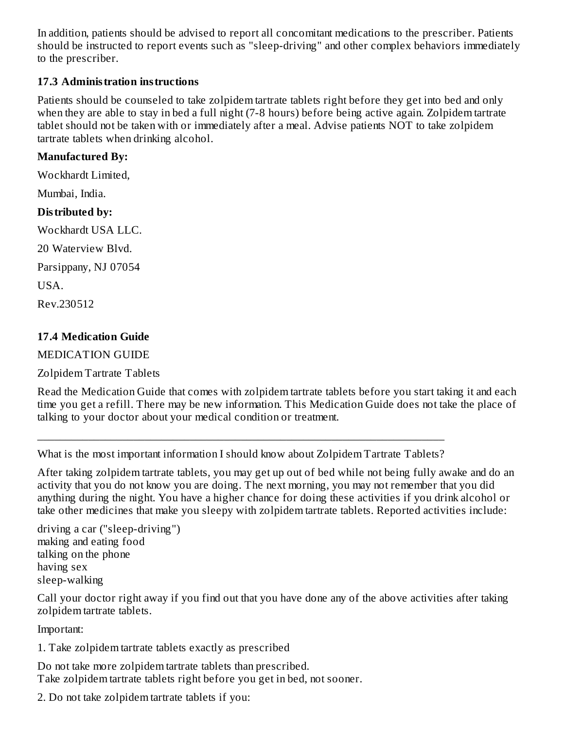In addition, patients should be advised to report all concomitant medications to the prescriber. Patients should be instructed to report events such as "sleep-driving" and other complex behaviors immediately to the prescriber.

### 17.3 Administration instructions

Patients should be counseled to take zolpidem tartrate tablets right before they get into bed and only when they are able to stay in bed a full night (7-8 hours) before being active again. Zolpidem tartrate tablet should not be taken with or immediately after a meal. Advise patients NOT to take zolpidem tartrate tablets when drinking alcohol.

**Manufactured By:**

Wockhardt Limited,

Mumbai, India.

**Distributed by:**

Wockhardt USA LLC.

20 Waterview Blvd.

Parsippany, NJ 07054

USA.

Rev.230512

### 17.4 Medication Guide

MEDICATION GUIDE

Zolpidem Tartrate Tablets

Read the Medication Guide that comes with zolpidem tartrate tablets before you start taking it and each time you get a refill. There may be new information. This Medication Guide does not take the place of talking to your doctor about your medical condition or treatment.

---

What is the most important information I should know about Zolpidem Tartrate Tablets?

After taking zolpidem tartrate tablets, you may get up out of bed while not being fully awake and do an activity that you do not know you are doing. The next morning, you may not remember that you did anything during the night. You have a higher chance for doing these activities if you drink alcohol or take other medicines that make you sleepy with zolpidem tartrate tablets. Reported activities include:

driving a car ("sleep-driving")
making and eating food
talking on the phone
having sex
sleep-walking

Call your doctor right away if you find out that you have done any of the above activities after taking zolpidem tartrate tablets.

Important:

1. Take zolpidem tartrate tablets exactly as prescribed

Do not take more zolpidem tartrate tablets than prescribed.
Take zolpidem tartrate tablets right before you get in bed, not sooner.

2. Do not take zolpidem tartrate tablets if you: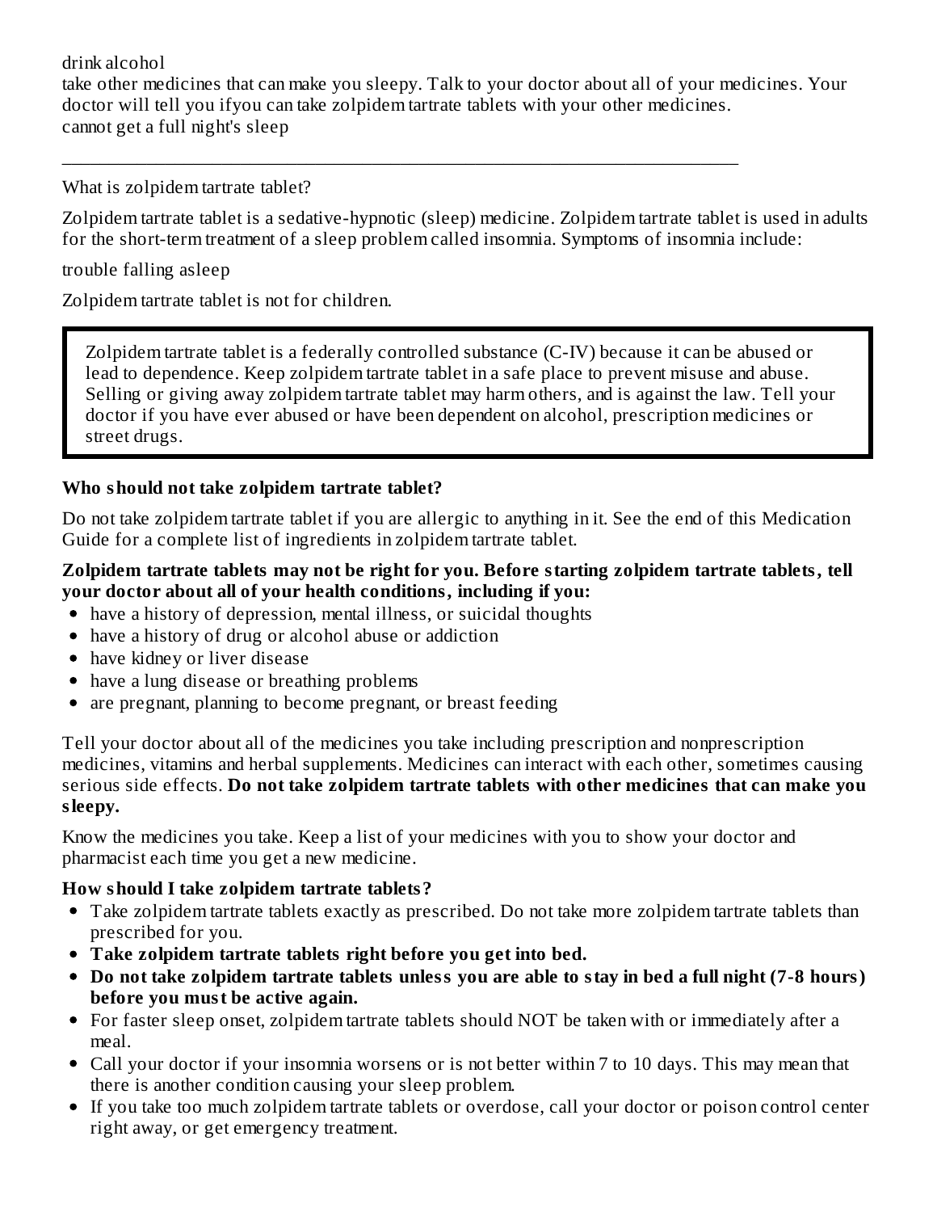drink alcohol

take other medicines that can make you sleepy. Talk to your doctor about all of your medicines. Your doctor will tell you ifyou can take zolpidem tartrate tablets with your other medicines.

cannot get a full night's sleep

---

What is zolpidem tartrate tablet?

Zolpidem tartrate tablet is a sedative-hypnotic (sleep) medicine. Zolpidem tartrate tablet is used in adults for the short-term treatment of a sleep problem called insomnia. Symptoms of insomnia include:

trouble falling asleep

Zolpidem tartrate tablet is not for children.

> Zolpidem tartrate tablet is a federally controlled substance (C-IV) because it can be abused or lead to dependence. Keep zolpidem tartrate tablet in a safe place to prevent misuse and abuse. Selling or giving away zolpidem tartrate tablet may harm others, and is against the law. Tell your doctor if you have ever abused or have been dependent on alcohol, prescription medicines or street drugs.

**Who should not take zolpidem tartrate tablet?**

Do not take zolpidem tartrate tablet if you are allergic to anything in it. See the end of this Medication Guide for a complete list of ingredients in zolpidem tartrate tablet.

**Zolpidem tartrate tablets may not be right for you. Before starting zolpidem tartrate tablets, tell your doctor about all of your health conditions, including if you:**

- have a history of depression, mental illness, or suicidal thoughts
- have a history of drug or alcohol abuse or addiction
- have kidney or liver disease
- have a lung disease or breathing problems
- are pregnant, planning to become pregnant, or breast feeding

Tell your doctor about all of the medicines you take including prescription and nonprescription medicines, vitamins and herbal supplements. Medicines can interact with each other, sometimes causing serious side effects. **Do not take zolpidem tartrate tablets with other medicines that can make you sleepy.**

Know the medicines you take. Keep a list of your medicines with you to show your doctor and pharmacist each time you get a new medicine.

**How should I take zolpidem tartrate tablets?**

- Take zolpidem tartrate tablets exactly as prescribed. Do not take more zolpidem tartrate tablets than prescribed for you.
- **Take zolpidem tartrate tablets right before you get into bed.**
- **Do not take zolpidem tartrate tablets unless you are able to stay in bed a full night (7-8 hours) before you must be active again.**
- For faster sleep onset, zolpidem tartrate tablets should NOT be taken with or immediately after a meal.
- Call your doctor if your insomnia worsens or is not better within 7 to 10 days. This may mean that there is another condition causing your sleep problem.
- If you take too much zolpidem tartrate tablets or overdose, call your doctor or poison control center right away, or get emergency treatment.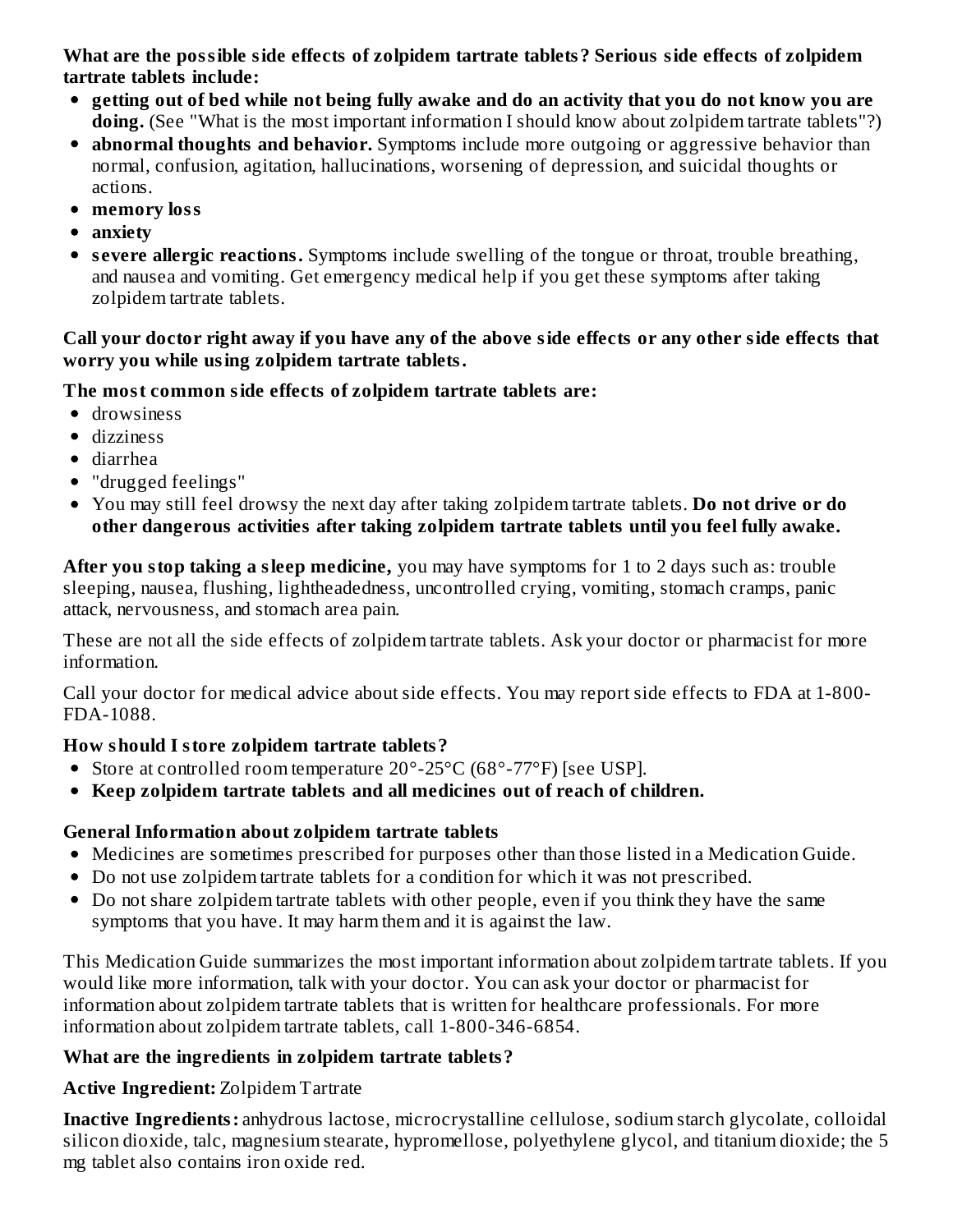**What are the possible side effects of zolpidem tartrate tablets? Serious side effects of zolpidem tartrate tablets include:**

- **getting out of bed while not being fully awake and do an activity that you do not know you are doing.** (See "What is the most important information I should know about zolpidem tartrate tablets"?)
- **abnormal thoughts and behavior.** Symptoms include more outgoing or aggressive behavior than normal, confusion, agitation, hallucinations, worsening of depression, and suicidal thoughts or actions.
- **memory loss**
- **anxiety**
- **severe allergic reactions.** Symptoms include swelling of the tongue or throat, trouble breathing, and nausea and vomiting. Get emergency medical help if you get these symptoms after taking zolpidem tartrate tablets.

**Call your doctor right away if you have any of the above side effects or any other side effects that worry you while using zolpidem tartrate tablets.**

**The most common side effects of zolpidem tartrate tablets are:**

- drowsiness
- dizziness
- diarrhea
- "drugged feelings"
- You may still feel drowsy the next day after taking zolpidem tartrate tablets. **Do not drive or do other dangerous activities after taking zolpidem tartrate tablets until you feel fully awake.**

**After you stop taking a sleep medicine,** you may have symptoms for 1 to 2 days such as: trouble sleeping, nausea, flushing, lightheadedness, uncontrolled crying, vomiting, stomach cramps, panic attack, nervousness, and stomach area pain.

These are not all the side effects of zolpidem tartrate tablets. Ask your doctor or pharmacist for more information.

Call your doctor for medical advice about side effects. You may report side effects to FDA at 1-800-FDA-1088.

**How should I store zolpidem tartrate tablets?**

- Store at controlled room temperature 20°-25°C (68°-77°F) [see USP].
- **Keep zolpidem tartrate tablets and all medicines out of reach of children.**

**General Information about zolpidem tartrate tablets**

- Medicines are sometimes prescribed for purposes other than those listed in a Medication Guide.
- Do not use zolpidem tartrate tablets for a condition for which it was not prescribed.
- Do not share zolpidem tartrate tablets with other people, even if you think they have the same symptoms that you have. It may harm them and it is against the law.

This Medication Guide summarizes the most important information about zolpidem tartrate tablets. If you would like more information, talk with your doctor. You can ask your doctor or pharmacist for information about zolpidem tartrate tablets that is written for healthcare professionals. For more information about zolpidem tartrate tablets, call 1-800-346-6854.

**What are the ingredients in zolpidem tartrate tablets?**

**Active Ingredient:** Zolpidem Tartrate

**Inactive Ingredients:** anhydrous lactose, microcrystalline cellulose, sodium starch glycolate, colloidal silicon dioxide, talc, magnesium stearate, hypromellose, polyethylene glycol, and titanium dioxide; the 5 mg tablet also contains iron oxide red.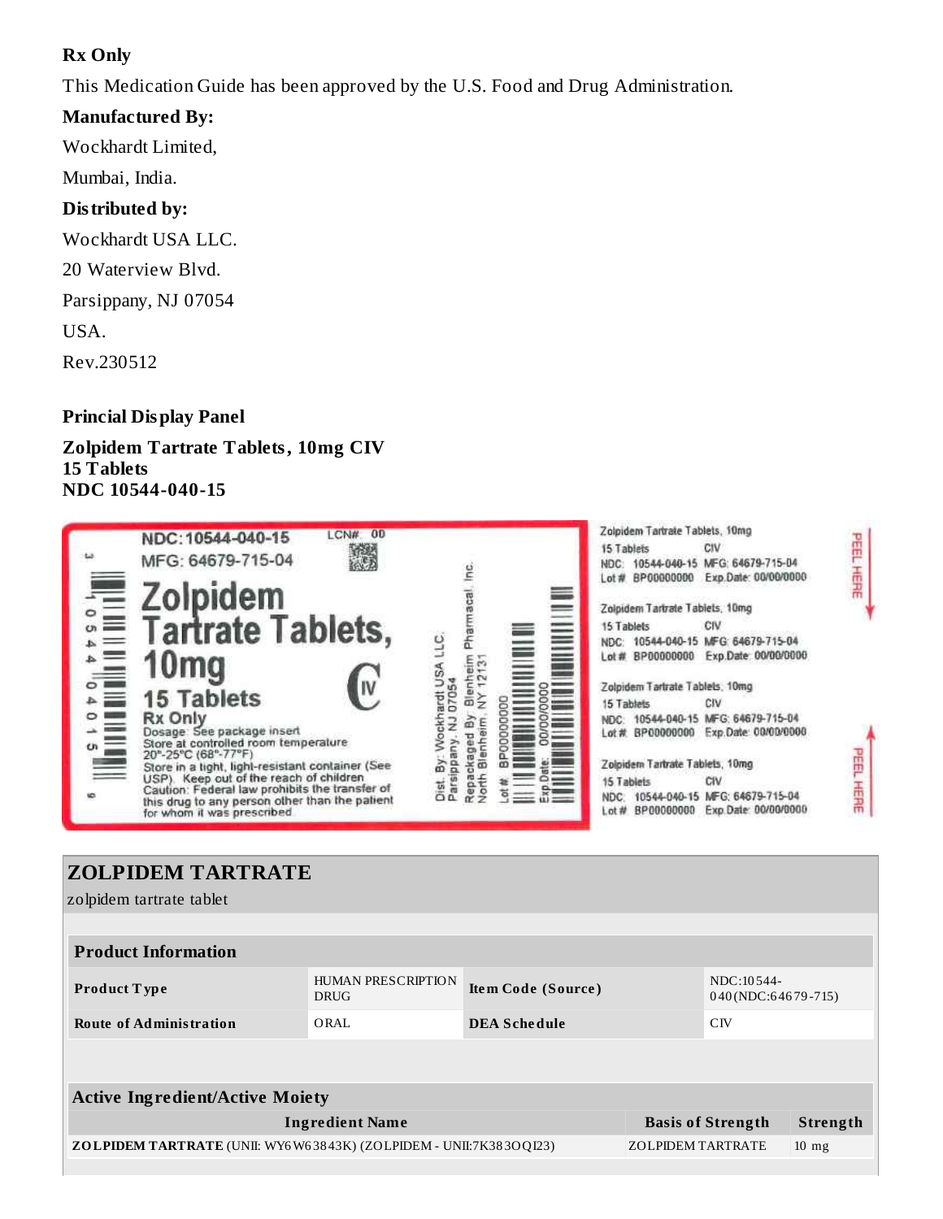**Rx Only**

This Medication Guide has been approved by the U.S. Food and Drug Administration.

**Manufactured By:**

Wockhardt Limited,

Mumbai, India.

**Distributed by:**

Wockhardt USA LLC.

20 Waterview Blvd.

Parsippany, NJ 07054

USA.

Rev.230512

**Princial Display Panel**

**Zolpidem Tartrate Tablets, 10mg CIV**
**15 Tablets**
**NDC 10544-040-15**

NDC:10544-040-15 LCN# 00
MFG: 64679-715-04
Zolpidem Tartrate Tablets, 10mg
15 Tablets CIV
Rx Only
Dosage: See package insert
Store at controlled room temperature 20°-25°C (68°-77°F)
Store in a tight, light-resistant container (See USP). Keep out of the reach of children
Caution: Federal law prohibits the transfer of this drug to any person other than the patient for whom it was prescribed
Dist. By: Wockhardt USA LLC. Parsippany, NJ 07054
Repackaged By: Blenheim Pharmacal, Inc. North Blenheim, NY 12131
Lot #: BP00000000 Exp Date: 00/00/0000

Zolpidem Tartrate Tablets, 10mg
15 Tablets CIV
NDC: 10544-040-15 MFG: 64679-715-04
Lot # BP00000000 Exp Date: 00/00/0000

PEEL HERE

## ZOLPIDEM TARTRATE

zolpidem tartrate tablet

| Product Information | | | |
|---|---|---|---|
| **Product Type** | HUMAN PRESCRIPTION DRUG | **Item Code (Source)** | NDC:10544-040(NDC:64679-715) |
| **Route of Administration** | ORAL | **DEA Schedule** | CIV |

| Active Ingredient/Active Moiety | | |
|---|---|---|
| **Ingredient Name** | **Basis of Strength** | **Strength** |
| **ZOLPIDEM TARTRATE** (UNII: WY6W63843K) (ZOLPIDEM - UNII:7K383OQI23) | ZOLPIDEM TARTRATE | 10 mg |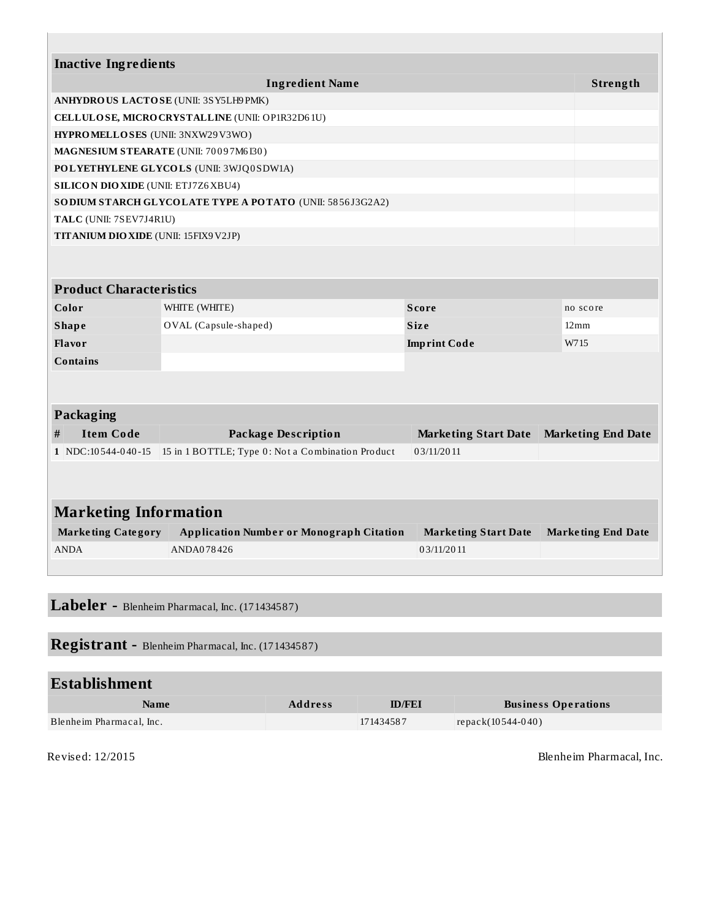| Inactive Ingredients | |
|---|---|
| **Ingredient Name** | **Strength** |
| **ANHYDROUS LACTOSE** (UNII: 3SY5LH9PMK) | |
| **CELLULOSE, MICROCRYSTALLINE** (UNII: OP1R32D61U) | |
| **HYPROMELLOSES** (UNII: 3NXW29V3WO) | |
| **MAGNESIUM STEARATE** (UNII: 70097M6I30) | |
| **POLYETHYLENE GLYCOLS** (UNII: 3WJQ0SDW1A) | |
| **SILICON DIOXIDE** (UNII: ETJ7Z6XBU4) | |
| **SODIUM STARCH GLYCOLATE TYPE A POTATO** (UNII: 5856J3G2A2) | |
| **TALC** (UNII: 7SEV7J4R1U) | |
| **TITANIUM DIOXIDE** (UNII: 15FIX9V2JP) | |

| Product Characteristics | | | |
|---|---|---|---|
| **Color** | WHITE (WHITE) | **Score** | no score |
| **Shape** | OVAL (Capsule-shaped) | **Size** | 12mm |
| **Flavor** | | **Imprint Code** | W715 |
| **Contains** | | | |

| Packaging | | | | |
|---|---|---|---|---|
| **#** | **Item Code** | **Package Description** | **Marketing Start Date** | **Marketing End Date** |
| **1** | NDC:10544-040-15 | 15 in 1 BOTTLE; Type 0: Not a Combination Product | 03/11/2011 | |

| Marketing Information | | | |
|---|---|---|---|
| **Marketing Category** | **Application Number or Monograph Citation** | **Marketing Start Date** | **Marketing End Date** |
| ANDA | ANDA078426 | 03/11/2011 | |

## Labeler - Blenheim Pharmacal, Inc. (171434587)

## Registrant - Blenheim Pharmacal, Inc. (171434587)

## Establishment

| Name | Address | ID/FEI | Business Operations |
|---|---|---|---|
| Blenheim Pharmacal, Inc. | | 171434587 | repack(10544-040) |

Revised: 12/2015

Blenheim Pharmacal, Inc.